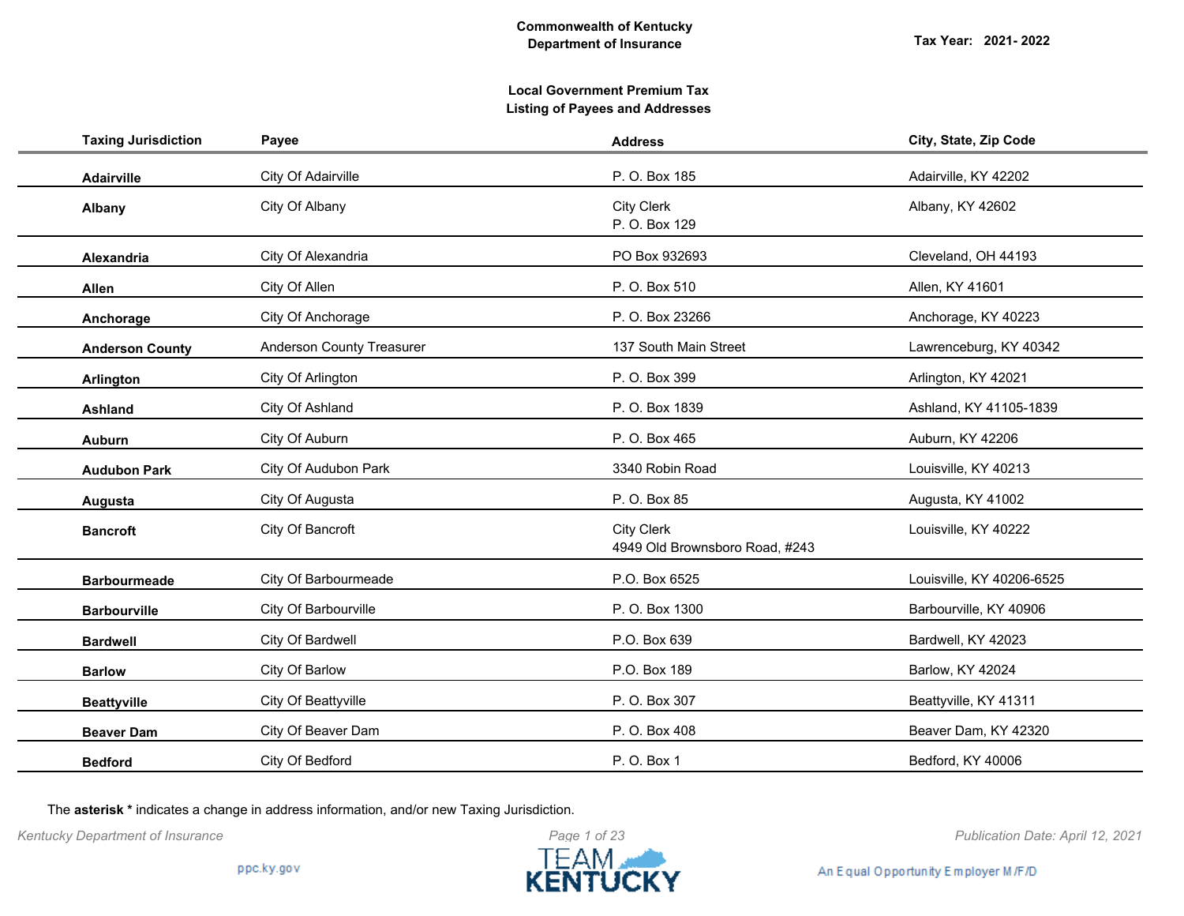**Commonwealth of Kentucky**
**Department of Insurance**

**Tax Year: 2021- 2022**

**Local Government Premium Tax**
**Listing of Payees and Addresses**

| Taxing Jurisdiction | Payee | Address | City, State, Zip Code |
|---|---|---|---|
| **Adairville** | City Of Adairville | P. O. Box 185 | Adairville, KY 42202 |
| **Albany** | City Of Albany | City Clerk<br>P. O. Box 129 | Albany, KY 42602 |
| **Alexandria** | City Of Alexandria | PO Box 932693 | Cleveland, OH 44193 |
| **Allen** | City Of Allen | P. O. Box 510 | Allen, KY 41601 |
| **Anchorage** | City Of Anchorage | P. O. Box 23266 | Anchorage, KY 40223 |
| **Anderson County** | Anderson County Treasurer | 137 South Main Street | Lawrenceburg, KY 40342 |
| **Arlington** | City Of Arlington | P. O. Box 399 | Arlington, KY 42021 |
| **Ashland** | City Of Ashland | P. O. Box 1839 | Ashland, KY 41105-1839 |
| **Auburn** | City Of Auburn | P. O. Box 465 | Auburn, KY 42206 |
| **Audubon Park** | City Of Audubon Park | 3340 Robin Road | Louisville, KY 40213 |
| **Augusta** | City Of Augusta | P. O. Box 85 | Augusta, KY 41002 |
| **Bancroft** | City Of Bancroft | City Clerk<br>4949 Old Brownsboro Road, #243 | Louisville, KY 40222 |
| **Barbourmeade** | City Of Barbourmeade | P.O. Box 6525 | Louisville, KY 40206-6525 |
| **Barbourville** | City Of Barbourville | P. O. Box 1300 | Barbourville, KY 40906 |
| **Bardwell** | City Of Bardwell | P.O. Box 639 | Bardwell, KY 42023 |
| **Barlow** | City Of Barlow | P.O. Box 189 | Barlow, KY 42024 |
| **Beattyville** | City Of Beattyville | P. O. Box 307 | Beattyville, KY 41311 |
| **Beaver Dam** | City Of Beaver Dam | P. O. Box 408 | Beaver Dam, KY 42320 |
| **Bedford** | City Of Bedford | P. O. Box 1 | Bedford, KY 40006 |

The **asterisk *** indicates a change in address information, and/or new Taxing Jurisdiction.

*Kentucky Department of Insurance*

*Publication Date: April 12, 2021*

ppc.ky.gov

An Equal Opportunity Employer M/F/D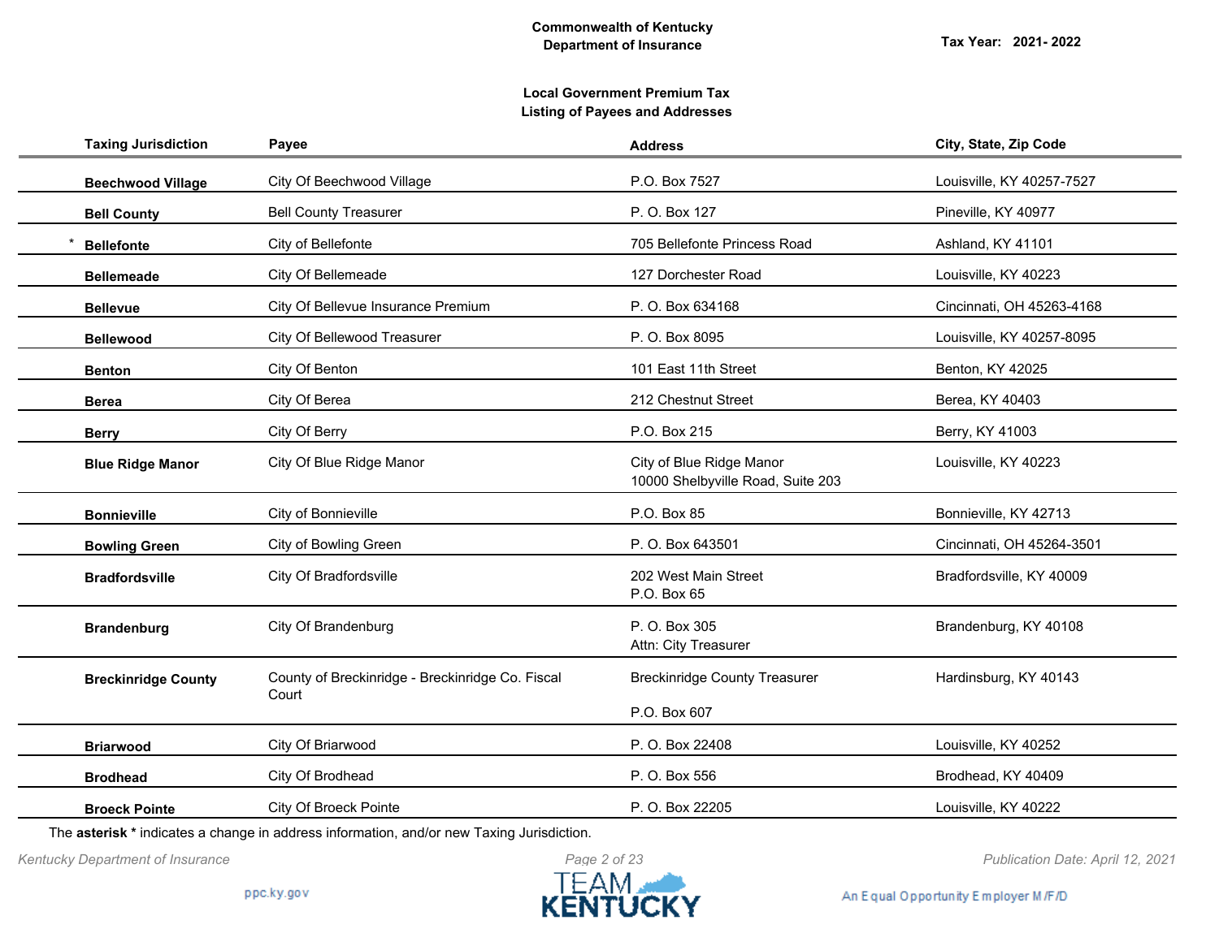**Commonwealth of Kentucky**
**Department of Insurance**

**Tax Year: 2021- 2022**

**Local Government Premium Tax**
**Listing of Payees and Addresses**

| Taxing Jurisdiction | Payee | Address | City, State, Zip Code |
|---|---|---|---|
| **Beechwood Village** | City Of Beechwood Village | P.O. Box 7527 | Louisville, KY 40257-7527 |
| **Bell County** | Bell County Treasurer | P. O. Box 127 | Pineville, KY 40977 |
| * **Bellefonte** | City of Bellefonte | 705 Bellefonte Princess Road | Ashland, KY 41101 |
| **Bellemeade** | City Of Bellemeade | 127 Dorchester Road | Louisville, KY 40223 |
| **Bellevue** | City Of Bellevue Insurance Premium | P. O. Box 634168 | Cincinnati, OH 45263-4168 |
| **Bellewood** | City Of Bellewood Treasurer | P. O. Box 8095 | Louisville, KY 40257-8095 |
| **Benton** | City Of Benton | 101 East 11th Street | Benton, KY 42025 |
| **Berea** | City Of Berea | 212 Chestnut Street | Berea, KY 40403 |
| **Berry** | City Of Berry | P.O. Box 215 | Berry, KY 41003 |
| **Blue Ridge Manor** | City Of Blue Ridge Manor | City of Blue Ridge Manor<br>10000 Shelbyville Road, Suite 203 | Louisville, KY 40223 |
| **Bonnieville** | City of Bonnieville | P.O. Box 85 | Bonnieville, KY 42713 |
| **Bowling Green** | City of Bowling Green | P. O. Box 643501 | Cincinnati, OH 45264-3501 |
| **Bradfordsville** | City Of Bradfordsville | 202 West Main Street<br>P.O. Box 65 | Bradfordsville, KY 40009 |
| **Brandenburg** | City Of Brandenburg | P. O. Box 305<br>Attn: City Treasurer | Brandenburg, KY 40108 |
| **Breckinridge County** | County of Breckinridge - Breckinridge Co. Fiscal Court | Breckinridge County Treasurer<br>P.O. Box 607 | Hardinsburg, KY 40143 |
| **Briarwood** | City Of Briarwood | P. O. Box 22408 | Louisville, KY 40252 |
| **Brodhead** | City Of Brodhead | P. O. Box 556 | Brodhead, KY 40409 |
| **Broeck Pointe** | City Of Broeck Pointe | P. O. Box 22205 | Louisville, KY 40222 |

The **asterisk *** indicates a change in address information, and/or new Taxing Jurisdiction.

*Kentucky Department of Insurance*

*Publication Date: April 12, 2021*

ppc.ky.gov

An Equal Opportunity Employer M/F/D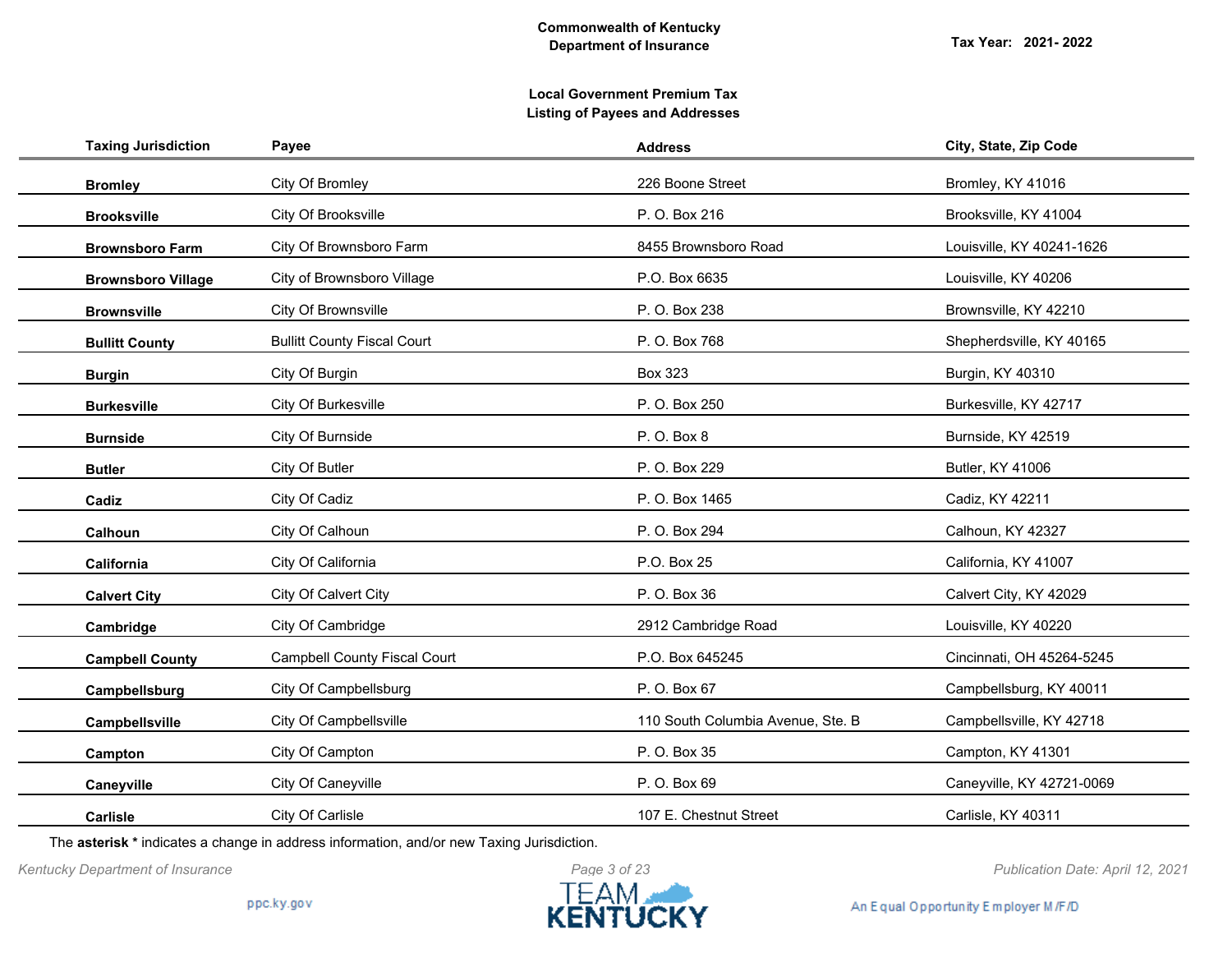**Commonwealth of Kentucky**
**Department of Insurance**

**Tax Year: 2021- 2022**

**Local Government Premium Tax**
**Listing of Payees and Addresses**

| Taxing Jurisdiction | Payee | Address | City, State, Zip Code |
|---|---|---|---|
| **Bromley** | City Of Bromley | 226 Boone Street | Bromley, KY 41016 |
| **Brooksville** | City Of Brooksville | P. O. Box 216 | Brooksville, KY 41004 |
| **Brownsboro Farm** | City Of Brownsboro Farm | 8455 Brownsboro Road | Louisville, KY 40241-1626 |
| **Brownsboro Village** | City of Brownsboro Village | P.O. Box 6635 | Louisville, KY 40206 |
| **Brownsville** | City Of Brownsville | P. O. Box 238 | Brownsville, KY 42210 |
| **Bullitt County** | Bullitt County Fiscal Court | P. O. Box 768 | Shepherdsville, KY 40165 |
| **Burgin** | City Of Burgin | Box 323 | Burgin, KY 40310 |
| **Burkesville** | City Of Burkesville | P. O. Box 250 | Burkesville, KY 42717 |
| **Burnside** | City Of Burnside | P. O. Box 8 | Burnside, KY 42519 |
| **Butler** | City Of Butler | P. O. Box 229 | Butler, KY 41006 |
| **Cadiz** | City Of Cadiz | P. O. Box 1465 | Cadiz, KY 42211 |
| **Calhoun** | City Of Calhoun | P. O. Box 294 | Calhoun, KY 42327 |
| **California** | City Of California | P.O. Box 25 | California, KY 41007 |
| **Calvert City** | City Of Calvert City | P. O. Box 36 | Calvert City, KY 42029 |
| **Cambridge** | City Of Cambridge | 2912 Cambridge Road | Louisville, KY 40220 |
| **Campbell County** | Campbell County Fiscal Court | P.O. Box 645245 | Cincinnati, OH 45264-5245 |
| **Campbellsburg** | City Of Campbellsburg | P. O. Box 67 | Campbellsburg, KY 40011 |
| **Campbellsville** | City Of Campbellsville | 110 South Columbia Avenue, Ste. B | Campbellsville, KY 42718 |
| **Campton** | City Of Campton | P. O. Box 35 | Campton, KY 41301 |
| **Caneyville** | City Of Caneyville | P. O. Box 69 | Caneyville, KY 42721-0069 |
| **Carlisle** | City Of Carlisle | 107 E. Chestnut Street | Carlisle, KY 40311 |

The **asterisk *** indicates a change in address information, and/or new Taxing Jurisdiction.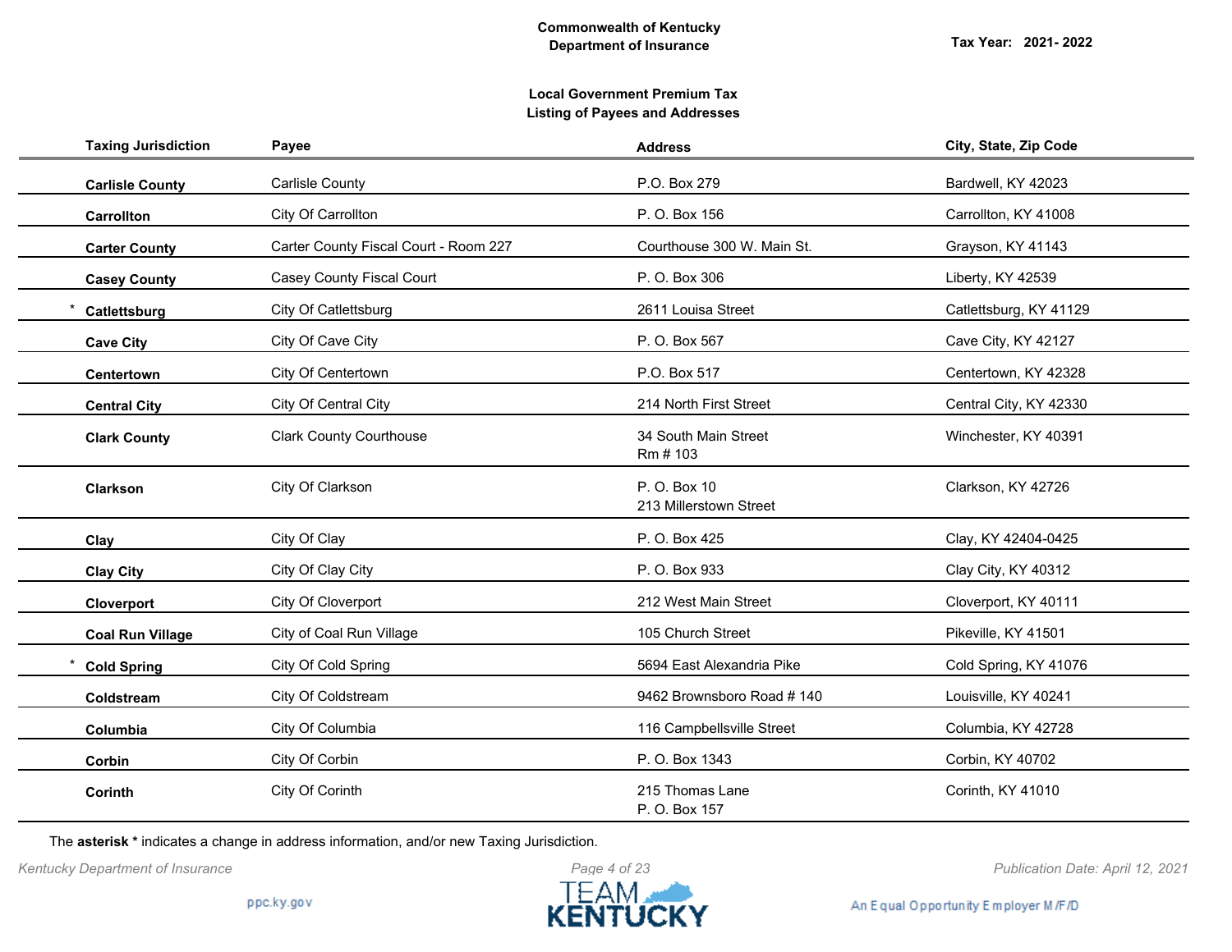**Commonwealth of Kentucky**
**Department of Insurance**

**Tax Year: 2021- 2022**

**Local Government Premium Tax**
**Listing of Payees and Addresses**

| Taxing Jurisdiction | Payee | Address | City, State, Zip Code |
|---|---|---|---|
| **Carlisle County** | Carlisle County | P.O. Box 279 | Bardwell, KY 42023 |
| **Carrollton** | City Of Carrollton | P. O. Box 156 | Carrollton, KY 41008 |
| **Carter County** | Carter County Fiscal Court - Room 227 | Courthouse 300 W. Main St. | Grayson, KY 41143 |
| **Casey County** | Casey County Fiscal Court | P. O. Box 306 | Liberty, KY 42539 |
| * **Catlettsburg** | City Of Catlettsburg | 2611 Louisa Street | Catlettsburg, KY 41129 |
| **Cave City** | City Of Cave City | P. O. Box 567 | Cave City, KY 42127 |
| **Centertown** | City Of Centertown | P.O. Box 517 | Centertown, KY 42328 |
| **Central City** | City Of Central City | 214 North First Street | Central City, KY 42330 |
| **Clark County** | Clark County Courthouse | 34 South Main Street<br>Rm # 103 | Winchester, KY 40391 |
| **Clarkson** | City Of Clarkson | P. O. Box 10<br>213 Millerstown Street | Clarkson, KY 42726 |
| **Clay** | City Of Clay | P. O. Box 425 | Clay, KY 42404-0425 |
| **Clay City** | City Of Clay City | P. O. Box 933 | Clay City, KY 40312 |
| **Cloverport** | City Of Cloverport | 212 West Main Street | Cloverport, KY 40111 |
| **Coal Run Village** | City of Coal Run Village | 105 Church Street | Pikeville, KY 41501 |
| * **Cold Spring** | City Of Cold Spring | 5694 East Alexandria Pike | Cold Spring, KY 41076 |
| **Coldstream** | City Of Coldstream | 9462 Brownsboro Road # 140 | Louisville, KY 40241 |
| **Columbia** | City Of Columbia | 116 Campbellsville Street | Columbia, KY 42728 |
| **Corbin** | City Of Corbin | P. O. Box 1343 | Corbin, KY 40702 |
| **Corinth** | City Of Corinth | 215 Thomas Lane<br>P. O. Box 157 | Corinth, KY 41010 |

The **asterisk *** indicates a change in address information, and/or new Taxing Jurisdiction.

*Kentucky Department of Insurance* *Publication Date: April 12, 2021*

ppc.ky.gov

TEAM KENTUCKY

An Equal Opportunity Employer M/F/D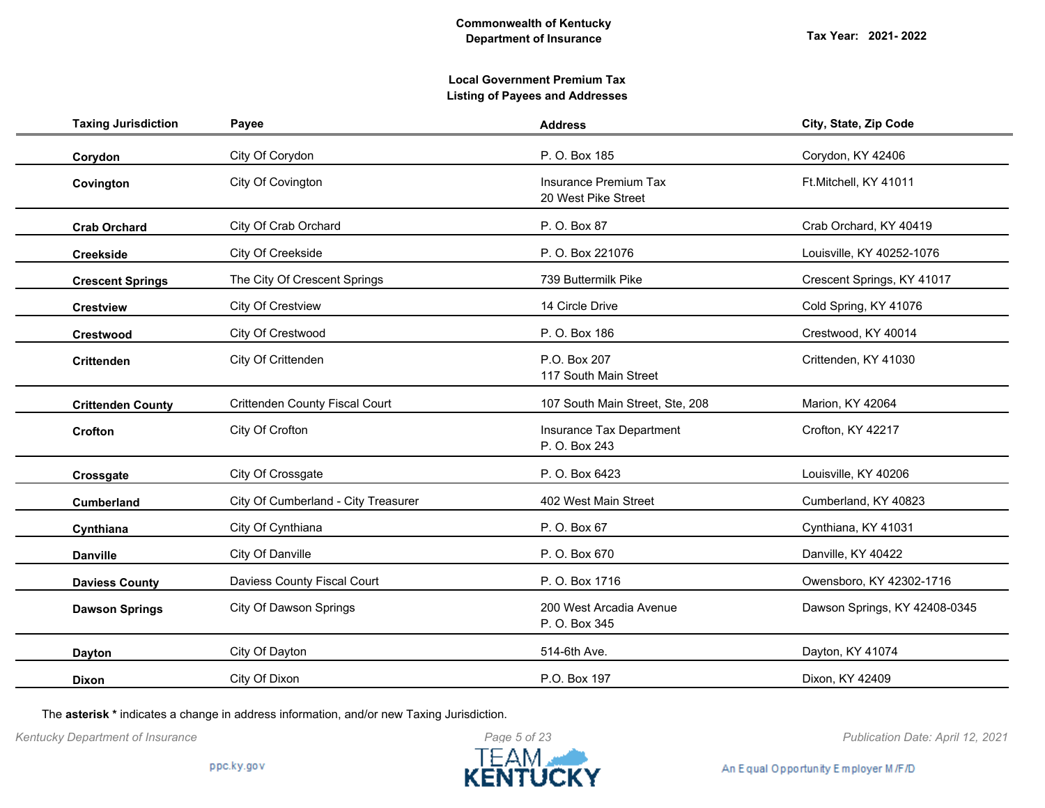**Commonwealth of Kentucky**
**Department of Insurance**

**Tax Year: 2021- 2022**

**Local Government Premium Tax**
**Listing of Payees and Addresses**

| Taxing Jurisdiction | Payee | Address | City, State, Zip Code |
|---|---|---|---|
| **Corydon** | City Of Corydon | P. O. Box 185 | Corydon, KY 42406 |
| **Covington** | City Of Covington | Insurance Premium Tax<br>20 West Pike Street | Ft.Mitchell, KY 41011 |
| **Crab Orchard** | City Of Crab Orchard | P. O. Box 87 | Crab Orchard, KY 40419 |
| **Creekside** | City Of Creekside | P. O. Box 221076 | Louisville, KY 40252-1076 |
| **Crescent Springs** | The City Of Crescent Springs | 739 Buttermilk Pike | Crescent Springs, KY 41017 |
| **Crestview** | City Of Crestview | 14 Circle Drive | Cold Spring, KY 41076 |
| **Crestwood** | City Of Crestwood | P. O. Box 186 | Crestwood, KY 40014 |
| **Crittenden** | City Of Crittenden | P.O. Box 207<br>117 South Main Street | Crittenden, KY 41030 |
| **Crittenden County** | Crittenden County Fiscal Court | 107 South Main Street, Ste, 208 | Marion, KY 42064 |
| **Crofton** | City Of Crofton | Insurance Tax Department<br>P. O. Box 243 | Crofton, KY 42217 |
| **Crossgate** | City Of Crossgate | P. O. Box 6423 | Louisville, KY 40206 |
| **Cumberland** | City Of Cumberland - City Treasurer | 402 West Main Street | Cumberland, KY 40823 |
| **Cynthiana** | City Of Cynthiana | P. O. Box 67 | Cynthiana, KY 41031 |
| **Danville** | City Of Danville | P. O. Box 670 | Danville, KY 40422 |
| **Daviess County** | Daviess County Fiscal Court | P. O. Box 1716 | Owensboro, KY 42302-1716 |
| **Dawson Springs** | City Of Dawson Springs | 200 West Arcadia Avenue<br>P. O. Box 345 | Dawson Springs, KY 42408-0345 |
| **Dayton** | City Of Dayton | 514-6th Ave. | Dayton, KY 41074 |
| **Dixon** | City Of Dixon | P.O. Box 197 | Dixon, KY 42409 |

The **asterisk *** indicates a change in address information, and/or new Taxing Jurisdiction.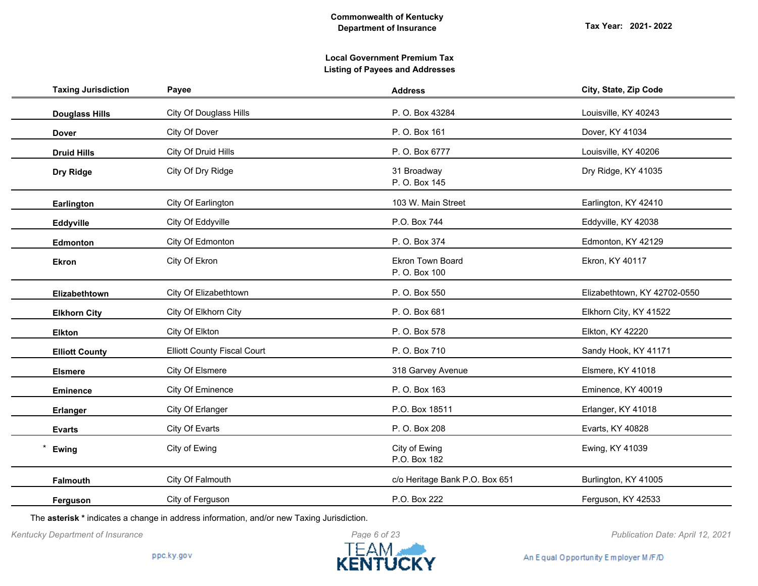**Commonwealth of Kentucky**
**Department of Insurance**

**Tax Year: 2021- 2022**

**Local Government Premium Tax**
**Listing of Payees and Addresses**

| Taxing Jurisdiction | Payee | Address | City, State, Zip Code |
|---|---|---|---|
| **Douglass Hills** | City Of Douglass Hills | P. O. Box 43284 | Louisville, KY 40243 |
| **Dover** | City Of Dover | P. O. Box 161 | Dover, KY 41034 |
| **Druid Hills** | City Of Druid Hills | P. O. Box 6777 | Louisville, KY 40206 |
| **Dry Ridge** | City Of Dry Ridge | 31 Broadway<br>P. O. Box 145 | Dry Ridge, KY 41035 |
| **Earlington** | City Of Earlington | 103 W. Main Street | Earlington, KY 42410 |
| **Eddyville** | City Of Eddyville | P.O. Box 744 | Eddyville, KY 42038 |
| **Edmonton** | City Of Edmonton | P. O. Box 374 | Edmonton, KY 42129 |
| **Ekron** | City Of Ekron | Ekron Town Board<br>P. O. Box 100 | Ekron, KY 40117 |
| **Elizabethtown** | City Of Elizabethtown | P. O. Box 550 | Elizabethtown, KY 42702-0550 |
| **Elkhorn City** | City Of Elkhorn City | P. O. Box 681 | Elkhorn City, KY 41522 |
| **Elkton** | City Of Elkton | P. O. Box 578 | Elkton, KY 42220 |
| **Elliott County** | Elliott County Fiscal Court | P. O. Box 710 | Sandy Hook, KY 41171 |
| **Elsmere** | City Of Elsmere | 318 Garvey Avenue | Elsmere, KY 41018 |
| **Eminence** | City Of Eminence | P. O. Box 163 | Eminence, KY 40019 |
| **Erlanger** | City Of Erlanger | P.O. Box 18511 | Erlanger, KY 41018 |
| **Evarts** | City Of Evarts | P. O. Box 208 | Evarts, KY 40828 |
| * **Ewing** | City of Ewing | City of Ewing<br>P.O. Box 182 | Ewing, KY 41039 |
| **Falmouth** | City Of Falmouth | c/o Heritage Bank P.O. Box 651 | Burlington, KY 41005 |
| **Ferguson** | City of Ferguson | P.O. Box 222 | Ferguson, KY 42533 |

The **asterisk *** indicates a change in address information, and/or new Taxing Jurisdiction.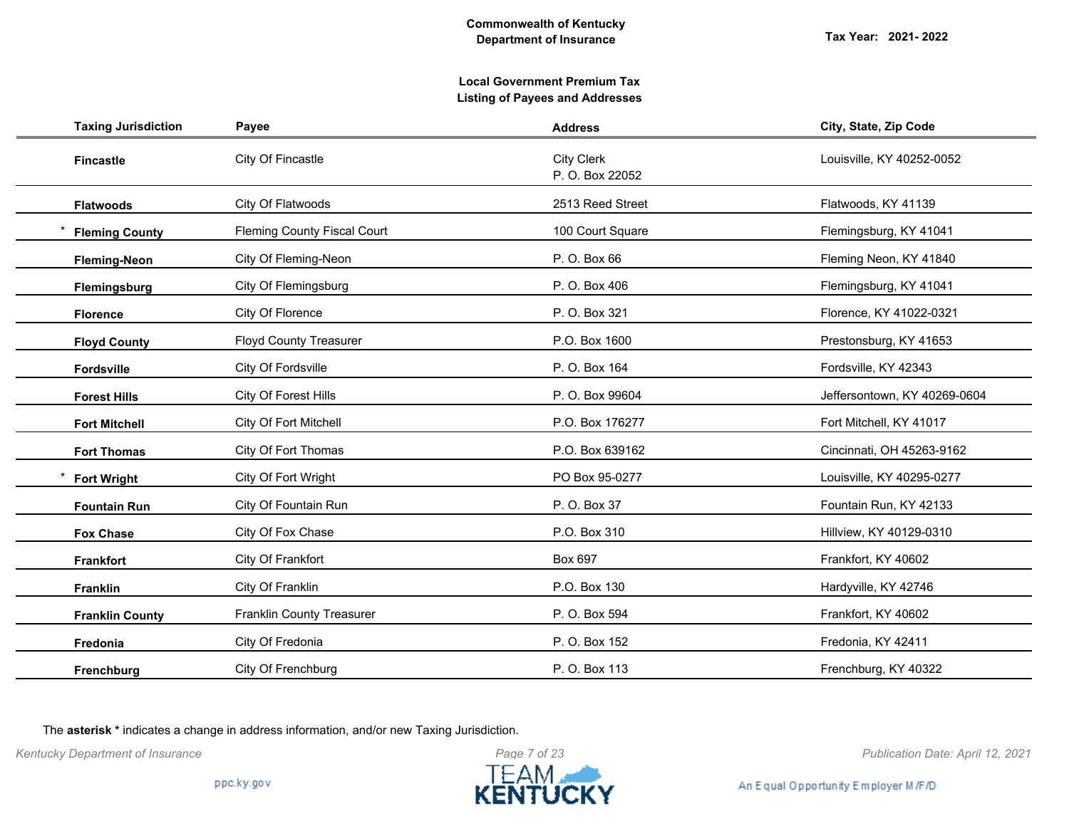**Commonwealth of Kentucky**
**Department of Insurance**

**Tax Year: 2021- 2022**

**Local Government Premium Tax**
**Listing of Payees and Addresses**

| Taxing Jurisdiction | Payee | Address | City, State, Zip Code |
|---|---|---|---|
| **Fincastle** | City Of Fincastle | City Clerk<br>P. O. Box 22052 | Louisville, KY 40252-0052 |
| **Flatwoods** | City Of Flatwoods | 2513 Reed Street | Flatwoods, KY 41139 |
| * **Fleming County** | Fleming County Fiscal Court | 100 Court Square | Flemingsburg, KY 41041 |
| **Fleming-Neon** | City Of Fleming-Neon | P. O. Box 66 | Fleming Neon, KY 41840 |
| **Flemingsburg** | City Of Flemingsburg | P. O. Box 406 | Flemingsburg, KY 41041 |
| **Florence** | City Of Florence | P. O. Box 321 | Florence, KY 41022-0321 |
| **Floyd County** | Floyd County Treasurer | P.O. Box 1600 | Prestonsburg, KY 41653 |
| **Fordsville** | City Of Fordsville | P. O. Box 164 | Fordsville, KY 42343 |
| **Forest Hills** | City Of Forest Hills | P. O. Box 99604 | Jeffersontown, KY 40269-0604 |
| **Fort Mitchell** | City Of Fort Mitchell | P.O. Box 176277 | Fort Mitchell, KY 41017 |
| **Fort Thomas** | City Of Fort Thomas | P.O. Box 639162 | Cincinnati, OH 45263-9162 |
| * **Fort Wright** | City Of Fort Wright | PO Box 95-0277 | Louisville, KY 40295-0277 |
| **Fountain Run** | City Of Fountain Run | P. O. Box 37 | Fountain Run, KY 42133 |
| **Fox Chase** | City Of Fox Chase | P.O. Box 310 | Hillview, KY 40129-0310 |
| **Frankfort** | City Of Frankfort | Box 697 | Frankfort, KY 40602 |
| **Franklin** | City Of Franklin | P.O. Box 130 | Hardyville, KY 42746 |
| **Franklin County** | Franklin County Treasurer | P. O. Box 594 | Frankfort, KY 40602 |
| **Fredonia** | City Of Fredonia | P. O. Box 152 | Fredonia, KY 42411 |
| **Frenchburg** | City Of Frenchburg | P. O. Box 113 | Frenchburg, KY 40322 |

The **asterisk *** indicates a change in address information, and/or new Taxing Jurisdiction.

*Kentucky Department of Insurance*

*Publication Date: April 12, 2021*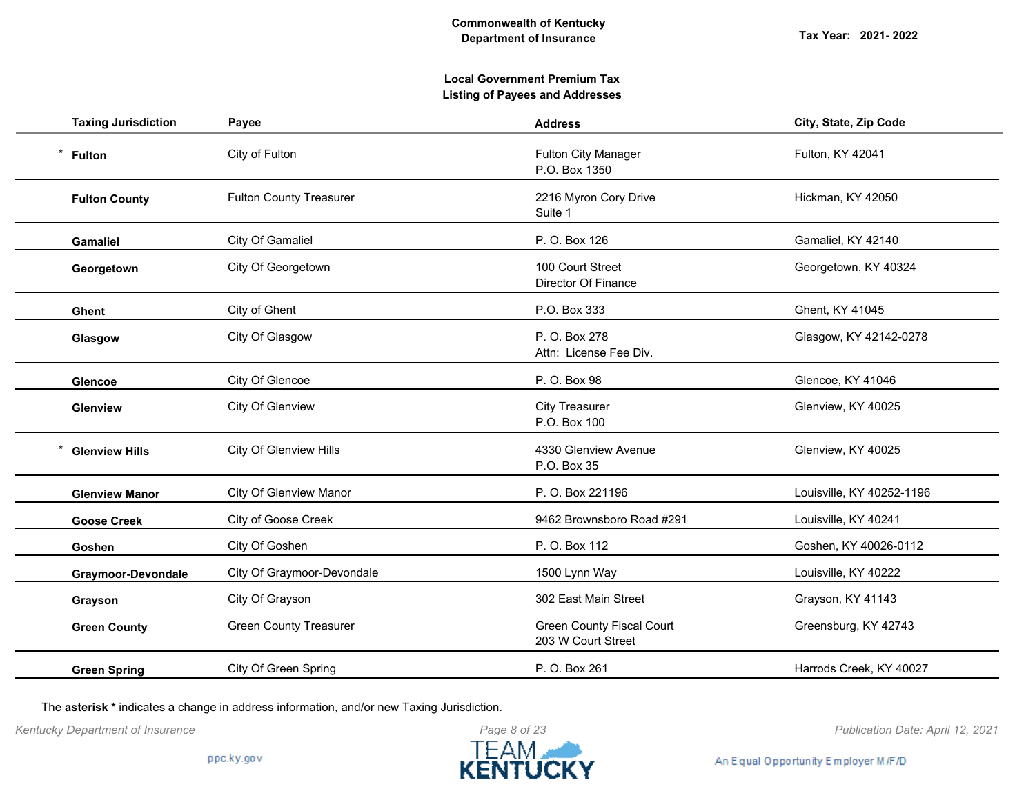**Commonwealth of Kentucky**
**Department of Insurance**

**Tax Year: 2021- 2022**

**Local Government Premium Tax**
**Listing of Payees and Addresses**

| Taxing Jurisdiction | Payee | Address | City, State, Zip Code |
|---|---|---|---|
| * **Fulton** | City of Fulton | Fulton City Manager<br>P.O. Box 1350 | Fulton, KY 42041 |
| **Fulton County** | Fulton County Treasurer | 2216 Myron Cory Drive<br>Suite 1 | Hickman, KY 42050 |
| **Gamaliel** | City Of Gamaliel | P. O. Box 126 | Gamaliel, KY 42140 |
| **Georgetown** | City Of Georgetown | 100 Court Street<br>Director Of Finance | Georgetown, KY 40324 |
| **Ghent** | City of Ghent | P.O. Box 333 | Ghent, KY 41045 |
| **Glasgow** | City Of Glasgow | P. O. Box 278<br>Attn: License Fee Div. | Glasgow, KY 42142-0278 |
| **Glencoe** | City Of Glencoe | P. O. Box 98 | Glencoe, KY 41046 |
| **Glenview** | City Of Glenview | City Treasurer<br>P.O. Box 100 | Glenview, KY 40025 |
| * **Glenview Hills** | City Of Glenview Hills | 4330 Glenview Avenue<br>P.O. Box 35 | Glenview, KY 40025 |
| **Glenview Manor** | City Of Glenview Manor | P. O. Box 221196 | Louisville, KY 40252-1196 |
| **Goose Creek** | City of Goose Creek | 9462 Brownsboro Road #291 | Louisville, KY 40241 |
| **Goshen** | City Of Goshen | P. O. Box 112 | Goshen, KY 40026-0112 |
| **Graymoor-Devondale** | City Of Graymoor-Devondale | 1500 Lynn Way | Louisville, KY 40222 |
| **Grayson** | City Of Grayson | 302 East Main Street | Grayson, KY 41143 |
| **Green County** | Green County Treasurer | Green County Fiscal Court<br>203 W Court Street | Greensburg, KY 42743 |
| **Green Spring** | City Of Green Spring | P. O. Box 261 | Harrods Creek, KY 40027 |

The **asterisk *** indicates a change in address information, and/or new Taxing Jurisdiction.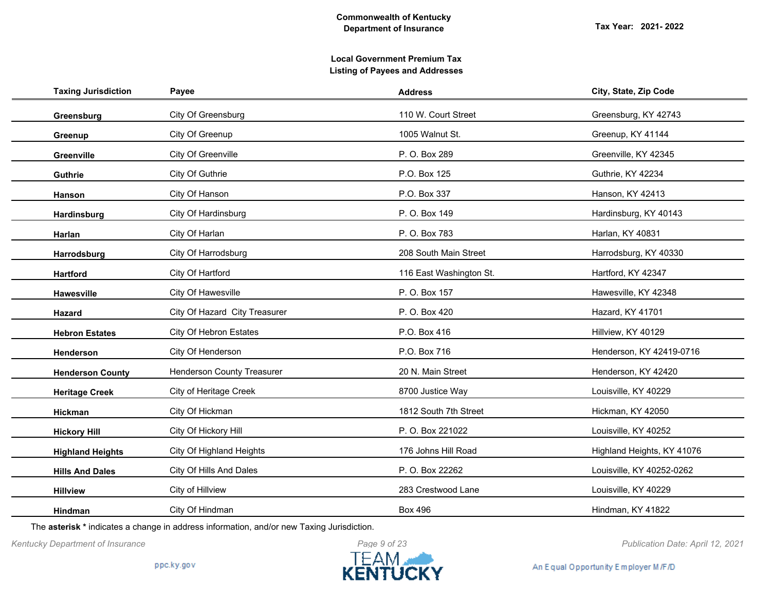Commonwealth of Kentucky
Department of Insurance

Tax Year: 2021- 2022

## Local Government Premium Tax
## Listing of Payees and Addresses

| Taxing Jurisdiction | Payee | Address | City, State, Zip Code |
|---|---|---|---|
| **Greensburg** | City Of Greensburg | 110 W. Court Street | Greensburg, KY 42743 |
| **Greenup** | City Of Greenup | 1005 Walnut St. | Greenup, KY 41144 |
| **Greenville** | City Of Greenville | P. O. Box 289 | Greenville, KY 42345 |
| **Guthrie** | City Of Guthrie | P.O. Box 125 | Guthrie, KY 42234 |
| **Hanson** | City Of Hanson | P.O. Box 337 | Hanson, KY 42413 |
| **Hardinsburg** | City Of Hardinsburg | P. O. Box 149 | Hardinsburg, KY 40143 |
| **Harlan** | City Of Harlan | P. O. Box 783 | Harlan, KY 40831 |
| **Harrodsburg** | City Of Harrodsburg | 208 South Main Street | Harrodsburg, KY 40330 |
| **Hartford** | City Of Hartford | 116 East Washington St. | Hartford, KY 42347 |
| **Hawesville** | City Of Hawesville | P. O. Box 157 | Hawesville, KY 42348 |
| **Hazard** | City Of Hazard City Treasurer | P. O. Box 420 | Hazard, KY 41701 |
| **Hebron Estates** | City Of Hebron Estates | P.O. Box 416 | Hillview, KY 40129 |
| **Henderson** | City Of Henderson | P.O. Box 716 | Henderson, KY 42419-0716 |
| **Henderson County** | Henderson County Treasurer | 20 N. Main Street | Henderson, KY 42420 |
| **Heritage Creek** | City of Heritage Creek | 8700 Justice Way | Louisville, KY 40229 |
| **Hickman** | City Of Hickman | 1812 South 7th Street | Hickman, KY 42050 |
| **Hickory Hill** | City Of Hickory Hill | P. O. Box 221022 | Louisville, KY 40252 |
| **Highland Heights** | City Of Highland Heights | 176 Johns Hill Road | Highland Heights, KY 41076 |
| **Hills And Dales** | City Of Hills And Dales | P. O. Box 22262 | Louisville, KY 40252-0262 |
| **Hillview** | City of Hillview | 283 Crestwood Lane | Louisville, KY 40229 |
| **Hindman** | City Of Hindman | Box 496 | Hindman, KY 41822 |

The **asterisk *** indicates a change in address information, and/or new Taxing Jurisdiction.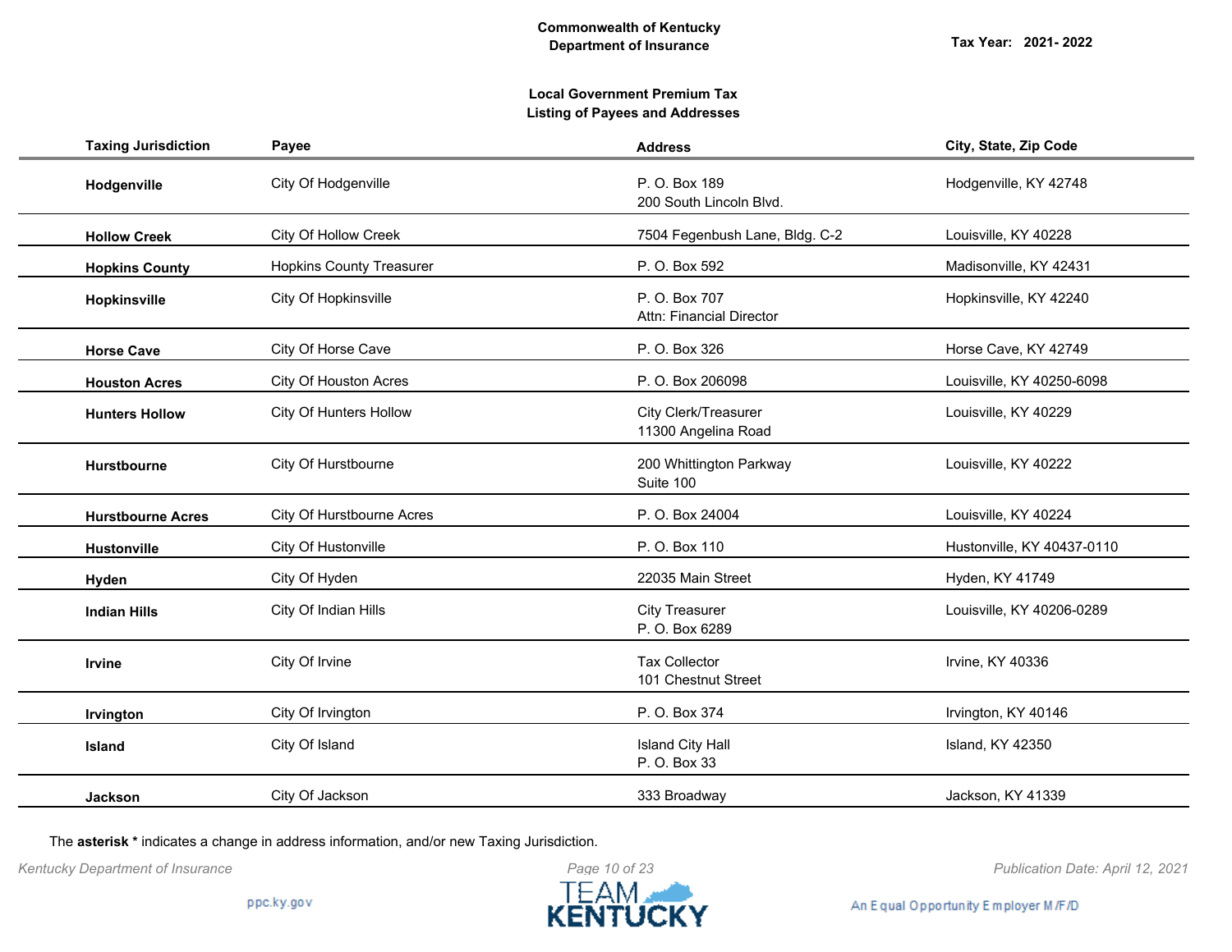**Commonwealth of Kentucky**
**Department of Insurance**

**Tax Year: 2021- 2022**

**Local Government Premium Tax**
**Listing of Payees and Addresses**

| Taxing Jurisdiction | Payee | Address | City, State, Zip Code |
|---|---|---|---|
| **Hodgenville** | City Of Hodgenville | P. O. Box 189<br>200 South Lincoln Blvd. | Hodgenville, KY 42748 |
| **Hollow Creek** | City Of Hollow Creek | 7504 Fegenbush Lane, Bldg. C-2 | Louisville, KY 40228 |
| **Hopkins County** | Hopkins County Treasurer | P. O. Box 592 | Madisonville, KY 42431 |
| **Hopkinsville** | City Of Hopkinsville | P. O. Box 707<br>Attn: Financial Director | Hopkinsville, KY 42240 |
| **Horse Cave** | City Of Horse Cave | P. O. Box 326 | Horse Cave, KY 42749 |
| **Houston Acres** | City Of Houston Acres | P. O. Box 206098 | Louisville, KY 40250-6098 |
| **Hunters Hollow** | City Of Hunters Hollow | City Clerk/Treasurer<br>11300 Angelina Road | Louisville, KY 40229 |
| **Hurstbourne** | City Of Hurstbourne | 200 Whittington Parkway<br>Suite 100 | Louisville, KY 40222 |
| **Hurstbourne Acres** | City Of Hurstbourne Acres | P. O. Box 24004 | Louisville, KY 40224 |
| **Hustonville** | City Of Hustonville | P. O. Box 110 | Hustonville, KY 40437-0110 |
| **Hyden** | City Of Hyden | 22035 Main Street | Hyden, KY 41749 |
| **Indian Hills** | City Of Indian Hills | City Treasurer<br>P. O. Box 6289 | Louisville, KY 40206-0289 |
| **Irvine** | City Of Irvine | Tax Collector<br>101 Chestnut Street | Irvine, KY 40336 |
| **Irvington** | City Of Irvington | P. O. Box 374 | Irvington, KY 40146 |
| **Island** | City Of Island | Island City Hall<br>P. O. Box 33 | Island, KY 42350 |
| **Jackson** | City Of Jackson | 333 Broadway | Jackson, KY 41339 |

The **asterisk *** indicates a change in address information, and/or new Taxing Jurisdiction.

*Kentucky Department of Insurance* *Publication Date: April 12, 2021*

ppc.ky.gov An Equal Opportunity Employer M/F/D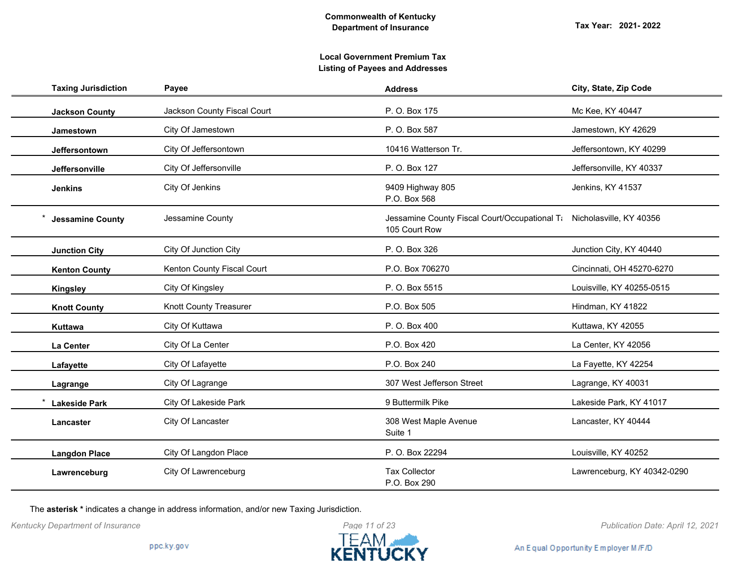**Commonwealth of Kentucky**
**Department of Insurance**

**Tax Year: 2021- 2022**

**Local Government Premium Tax**
**Listing of Payees and Addresses**

| Taxing Jurisdiction | Payee | Address | City, State, Zip Code |
|---|---|---|---|
| **Jackson County** | Jackson County Fiscal Court | P. O. Box 175 | Mc Kee, KY 40447 |
| **Jamestown** | City Of Jamestown | P. O. Box 587 | Jamestown, KY 42629 |
| **Jeffersontown** | City Of Jeffersontown | 10416 Watterson Tr. | Jeffersontown, KY 40299 |
| **Jeffersonville** | City Of Jeffersonville | P. O. Box 127 | Jeffersonville, KY 40337 |
| **Jenkins** | City Of Jenkins | 9409 Highway 805<br>P.O. Box 568 | Jenkins, KY 41537 |
| * **Jessamine County** | Jessamine County | Jessamine County Fiscal Court/Occupational Ta<br>105 Court Row | Nicholasville, KY 40356 |
| **Junction City** | City Of Junction City | P. O. Box 326 | Junction City, KY 40440 |
| **Kenton County** | Kenton County Fiscal Court | P.O. Box 706270 | Cincinnati, OH 45270-6270 |
| **Kingsley** | City Of Kingsley | P. O. Box 5515 | Louisville, KY 40255-0515 |
| **Knott County** | Knott County Treasurer | P.O. Box 505 | Hindman, KY 41822 |
| **Kuttawa** | City Of Kuttawa | P. O. Box 400 | Kuttawa, KY 42055 |
| **La Center** | City Of La Center | P.O. Box 420 | La Center, KY 42056 |
| **Lafayette** | City Of Lafayette | P.O. Box 240 | La Fayette, KY 42254 |
| **Lagrange** | City Of Lagrange | 307 West Jefferson Street | Lagrange, KY 40031 |
| * **Lakeside Park** | City Of Lakeside Park | 9 Buttermilk Pike | Lakeside Park, KY 41017 |
| **Lancaster** | City Of Lancaster | 308 West Maple Avenue<br>Suite 1 | Lancaster, KY 40444 |
| **Langdon Place** | City Of Langdon Place | P. O. Box 22294 | Louisville, KY 40252 |
| **Lawrenceburg** | City Of Lawrenceburg | Tax Collector<br>P.O. Box 290 | Lawrenceburg, KY 40342-0290 |

The **asterisk *** indicates a change in address information, and/or new Taxing Jurisdiction.

*Kentucky Department of Insurance*

*Publication Date: April 12, 2021*

ppc.ky.gov

TEAM KENTUCKY

An Equal Opportunity Employer M/F/D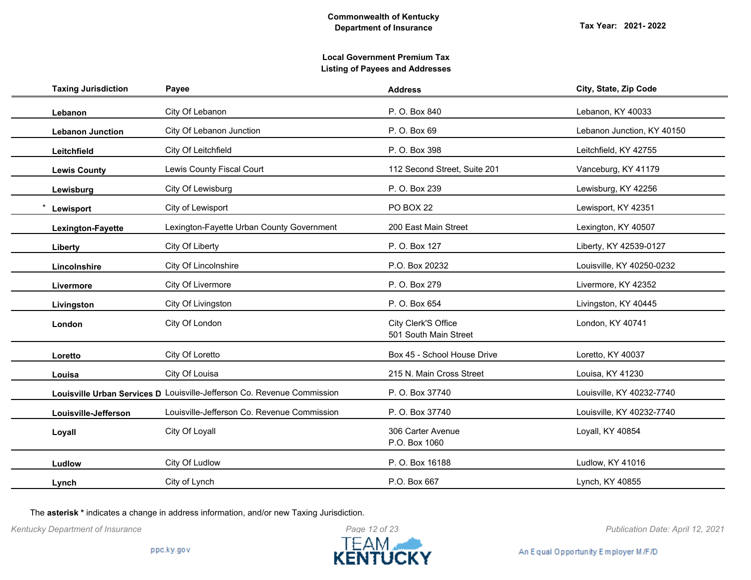**Commonwealth of Kentucky**
**Department of Insurance**

**Tax Year: 2021- 2022**

**Local Government Premium Tax**
**Listing of Payees and Addresses**

| Taxing Jurisdiction | Payee | Address | City, State, Zip Code |
|---|---|---|---|
| **Lebanon** | City Of Lebanon | P. O. Box 840 | Lebanon, KY 40033 |
| **Lebanon Junction** | City Of Lebanon Junction | P. O. Box 69 | Lebanon Junction, KY 40150 |
| **Leitchfield** | City Of Leitchfield | P. O. Box 398 | Leitchfield, KY 42755 |
| **Lewis County** | Lewis County Fiscal Court | 112 Second Street, Suite 201 | Vanceburg, KY 41179 |
| **Lewisburg** | City Of Lewisburg | P. O. Box 239 | Lewisburg, KY 42256 |
| * **Lewisport** | City of Lewisport | PO BOX 22 | Lewisport, KY 42351 |
| **Lexington-Fayette** | Lexington-Fayette Urban County Government | 200 East Main Street | Lexington, KY 40507 |
| **Liberty** | City Of Liberty | P. O. Box 127 | Liberty, KY 42539-0127 |
| **Lincolnshire** | City Of Lincolnshire | P.O. Box 20232 | Louisville, KY 40250-0232 |
| **Livermore** | City Of Livermore | P. O. Box 279 | Livermore, KY 42352 |
| **Livingston** | City Of Livingston | P. O. Box 654 | Livingston, KY 40445 |
| **London** | City Of London | City Clerk'S Office<br>501 South Main Street | London, KY 40741 |
| **Loretto** | City Of Loretto | Box 45 - School House Drive | Loretto, KY 40037 |
| **Louisa** | City Of Louisa | 215 N. Main Cross Street | Louisa, KY 41230 |
| **Louisville Urban Services D** | Louisville-Jefferson Co. Revenue Commission | P. O. Box 37740 | Louisville, KY 40232-7740 |
| **Louisville-Jefferson** | Louisville-Jefferson Co. Revenue Commission | P. O. Box 37740 | Louisville, KY 40232-7740 |
| **Loyall** | City Of Loyall | 306 Carter Avenue<br>P.O. Box 1060 | Loyall, KY 40854 |
| **Ludlow** | City Of Ludlow | P. O. Box 16188 | Ludlow, KY 41016 |
| **Lynch** | City of Lynch | P.O. Box 667 | Lynch, KY 40855 |

The **asterisk *** indicates a change in address information, and/or new Taxing Jurisdiction.

*Kentucky Department of Insurance*

*Publication Date: April 12, 2021*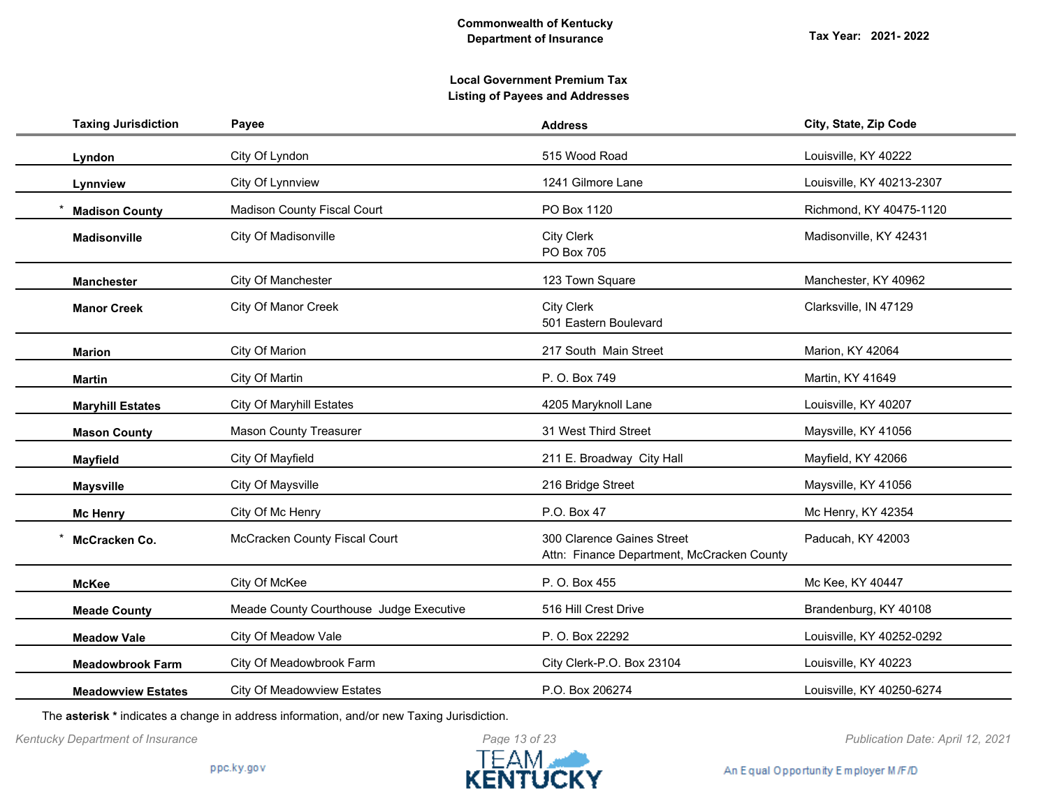**Commonwealth of Kentucky**
**Department of Insurance**

**Tax Year: 2021- 2022**

**Local Government Premium Tax**
**Listing of Payees and Addresses**

| Taxing Jurisdiction | Payee | Address | City, State, Zip Code |
|---|---|---|---|
| **Lyndon** | City Of Lyndon | 515 Wood Road | Louisville, KY 40222 |
| **Lynnview** | City Of Lynnview | 1241 Gilmore Lane | Louisville, KY 40213-2307 |
| * **Madison County** | Madison County Fiscal Court | PO Box 1120 | Richmond, KY 40475-1120 |
| **Madisonville** | City Of Madisonville | City Clerk<br>PO Box 705 | Madisonville, KY 42431 |
| **Manchester** | City Of Manchester | 123 Town Square | Manchester, KY 40962 |
| **Manor Creek** | City Of Manor Creek | City Clerk<br>501 Eastern Boulevard | Clarksville, IN 47129 |
| **Marion** | City Of Marion | 217 South Main Street | Marion, KY 42064 |
| **Martin** | City Of Martin | P. O. Box 749 | Martin, KY 41649 |
| **Maryhill Estates** | City Of Maryhill Estates | 4205 Maryknoll Lane | Louisville, KY 40207 |
| **Mason County** | Mason County Treasurer | 31 West Third Street | Maysville, KY 41056 |
| **Mayfield** | City Of Mayfield | 211 E. Broadway City Hall | Mayfield, KY 42066 |
| **Maysville** | City Of Maysville | 216 Bridge Street | Maysville, KY 41056 |
| **Mc Henry** | City Of Mc Henry | P.O. Box 47 | Mc Henry, KY 42354 |
| * **McCracken Co.** | McCracken County Fiscal Court | 300 Clarence Gaines Street<br>Attn: Finance Department, McCracken County | Paducah, KY 42003 |
| **McKee** | City Of McKee | P. O. Box 455 | Mc Kee, KY 40447 |
| **Meade County** | Meade County Courthouse Judge Executive | 516 Hill Crest Drive | Brandenburg, KY 40108 |
| **Meadow Vale** | City Of Meadow Vale | P. O. Box 22292 | Louisville, KY 40252-0292 |
| **Meadowbrook Farm** | City Of Meadowbrook Farm | City Clerk-P.O. Box 23104 | Louisville, KY 40223 |
| **Meadowview Estates** | City Of Meadowview Estates | P.O. Box 206274 | Louisville, KY 40250-6274 |

The **asterisk \*** indicates a change in address information, and/or new Taxing Jurisdiction.

*Kentucky Department of Insurance*

*Publication Date: April 12, 2021*

ppc.ky.gov

TEAM KENTUCKY

An Equal Opportunity Employer M/F/D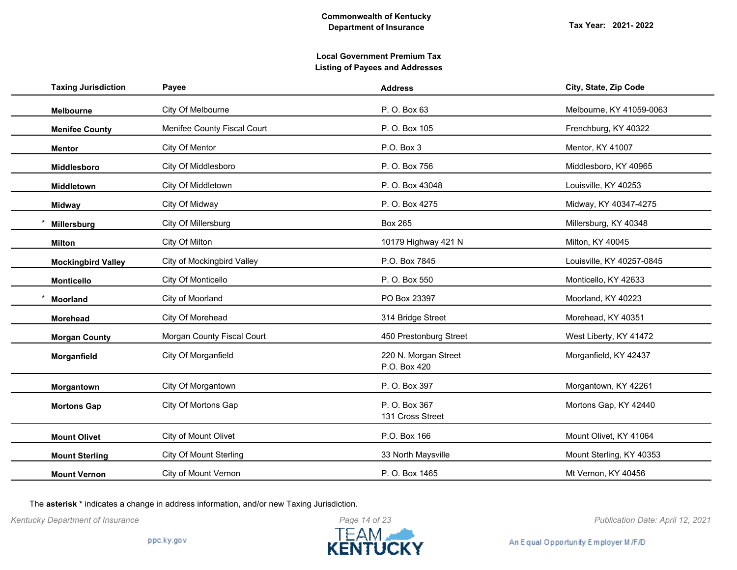Commonwealth of Kentucky
Department of Insurance

Tax Year: 2021- 2022

## Local Government Premium Tax
## Listing of Payees and Addresses

| Taxing Jurisdiction | Payee | Address | City, State, Zip Code |
|---|---|---|---|
| **Melbourne** | City Of Melbourne | P. O. Box 63 | Melbourne, KY 41059-0063 |
| **Menifee County** | Menifee County Fiscal Court | P. O. Box 105 | Frenchburg, KY 40322 |
| **Mentor** | City Of Mentor | P.O. Box 3 | Mentor, KY 41007 |
| **Middlesboro** | City Of Middlesboro | P. O. Box 756 | Middlesboro, KY 40965 |
| **Middletown** | City Of Middletown | P. O. Box 43048 | Louisville, KY 40253 |
| **Midway** | City Of Midway | P. O. Box 4275 | Midway, KY 40347-4275 |
| * **Millersburg** | City Of Millersburg | Box 265 | Millersburg, KY 40348 |
| **Milton** | City Of Milton | 10179 Highway 421 N | Milton, KY 40045 |
| **Mockingbird Valley** | City of Mockingbird Valley | P.O. Box 7845 | Louisville, KY 40257-0845 |
| **Monticello** | City Of Monticello | P. O. Box 550 | Monticello, KY 42633 |
| * **Moorland** | City of Moorland | PO Box 23397 | Moorland, KY 40223 |
| **Morehead** | City Of Morehead | 314 Bridge Street | Morehead, KY 40351 |
| **Morgan County** | Morgan County Fiscal Court | 450 Prestonburg Street | West Liberty, KY 41472 |
| **Morganfield** | City Of Morganfield | 220 N. Morgan Street<br>P.O. Box 420 | Morganfield, KY 42437 |
| **Morgantown** | City Of Morgantown | P. O. Box 397 | Morgantown, KY 42261 |
| **Mortons Gap** | City Of Mortons Gap | P. O. Box 367<br>131 Cross Street | Mortons Gap, KY 42440 |
| **Mount Olivet** | City of Mount Olivet | P.O. Box 166 | Mount Olivet, KY 41064 |
| **Mount Sterling** | City Of Mount Sterling | 33 North Maysville | Mount Sterling, KY 40353 |
| **Mount Vernon** | City of Mount Vernon | P. O. Box 1465 | Mt Vernon, KY 40456 |

The **asterisk *** indicates a change in address information, and/or new Taxing Jurisdiction.

*Kentucky Department of Insurance* *Publication Date: April 12, 2021*

ppc.ky.gov

An Equal Opportunity Employer M/F/D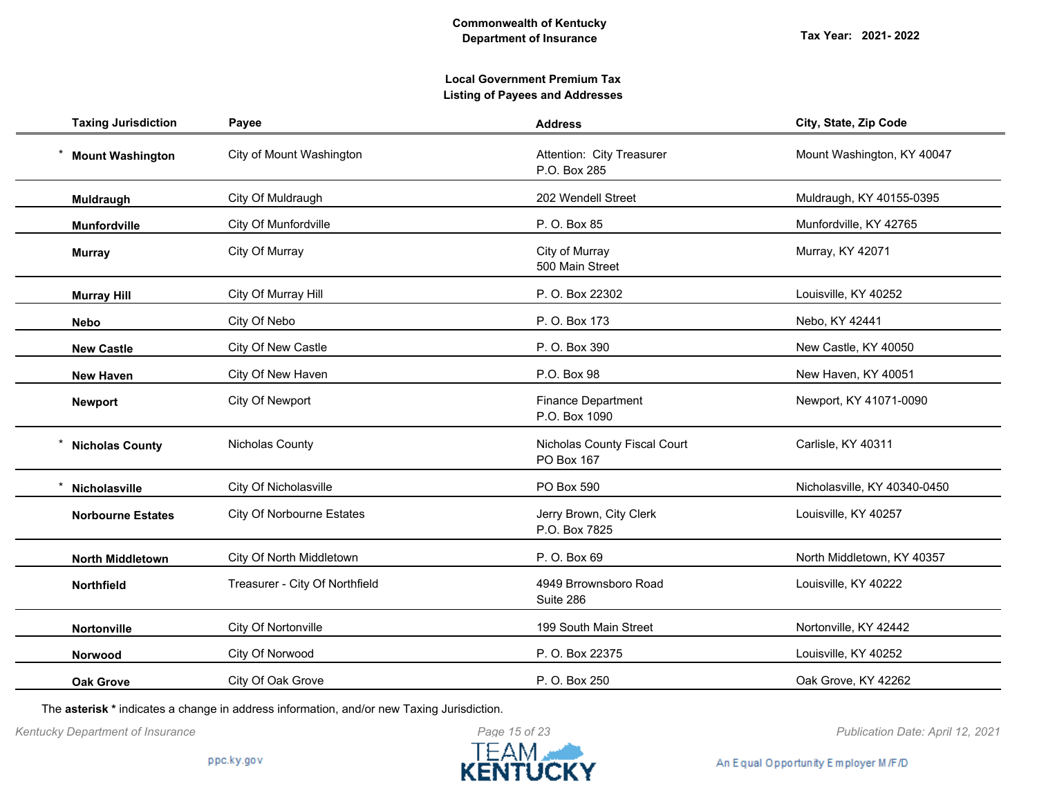Commonwealth of Kentucky
Department of Insurance

Tax Year: 2021- 2022

## Local Government Premium Tax
## Listing of Payees and Addresses

| Taxing Jurisdiction | Payee | Address | City, State, Zip Code |
|---|---|---|---|
| * **Mount Washington** | City of Mount Washington | Attention: City Treasurer<br>P.O. Box 285 | Mount Washington, KY 40047 |
| **Muldraugh** | City Of Muldraugh | 202 Wendell Street | Muldraugh, KY 40155-0395 |
| **Munfordville** | City Of Munfordville | P. O. Box 85 | Munfordville, KY 42765 |
| **Murray** | City Of Murray | City of Murray<br>500 Main Street | Murray, KY 42071 |
| **Murray Hill** | City Of Murray Hill | P. O. Box 22302 | Louisville, KY 40252 |
| **Nebo** | City Of Nebo | P. O. Box 173 | Nebo, KY 42441 |
| **New Castle** | City Of New Castle | P. O. Box 390 | New Castle, KY 40050 |
| **New Haven** | City Of New Haven | P.O. Box 98 | New Haven, KY 40051 |
| **Newport** | City Of Newport | Finance Department<br>P.O. Box 1090 | Newport, KY 41071-0090 |
| * **Nicholas County** | Nicholas County | Nicholas County Fiscal Court<br>PO Box 167 | Carlisle, KY 40311 |
| * **Nicholasville** | City Of Nicholasville | PO Box 590 | Nicholasville, KY 40340-0450 |
| **Norbourne Estates** | City Of Norbourne Estates | Jerry Brown, City Clerk<br>P.O. Box 7825 | Louisville, KY 40257 |
| **North Middletown** | City Of North Middletown | P. O. Box 69 | North Middletown, KY 40357 |
| **Northfield** | Treasurer - City Of Northfield | 4949 Brrownsboro Road<br>Suite 286 | Louisville, KY 40222 |
| **Nortonville** | City Of Nortonville | 199 South Main Street | Nortonville, KY 42442 |
| **Norwood** | City Of Norwood | P. O. Box 22375 | Louisville, KY 40252 |
| **Oak Grove** | City Of Oak Grove | P. O. Box 250 | Oak Grove, KY 42262 |

The **asterisk *** indicates a change in address information, and/or new Taxing Jurisdiction.

*Kentucky Department of Insurance*

*Publication Date: April 12, 2021*

ppc.ky.gov

An Equal Opportunity Employer M/F/D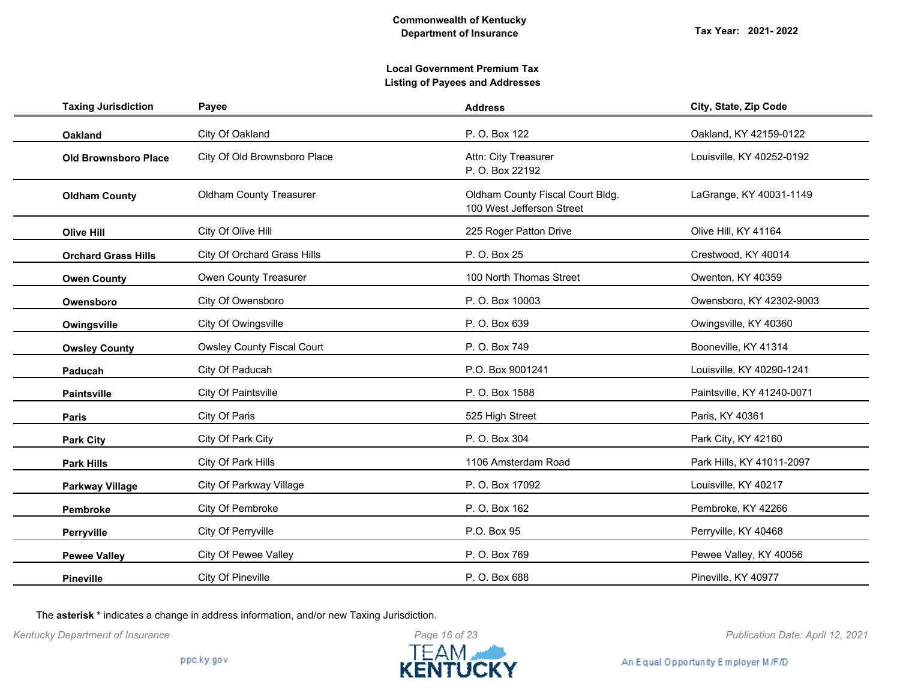**Commonwealth of Kentucky**
**Department of Insurance**

**Tax Year: 2021- 2022**

**Local Government Premium Tax**
**Listing of Payees and Addresses**

| Taxing Jurisdiction | Payee | Address | City, State, Zip Code |
|---|---|---|---|
| **Oakland** | City Of Oakland | P. O. Box 122 | Oakland, KY 42159-0122 |
| **Old Brownsboro Place** | City Of Old Brownsboro Place | Attn: City Treasurer<br>P. O. Box 22192 | Louisville, KY 40252-0192 |
| **Oldham County** | Oldham County Treasurer | Oldham County Fiscal Court Bldg.<br>100 West Jefferson Street | LaGrange, KY 40031-1149 |
| **Olive Hill** | City Of Olive Hill | 225 Roger Patton Drive | Olive Hill, KY 41164 |
| **Orchard Grass Hills** | City Of Orchard Grass Hills | P. O. Box 25 | Crestwood, KY 40014 |
| **Owen County** | Owen County Treasurer | 100 North Thomas Street | Owenton, KY 40359 |
| **Owensboro** | City Of Owensboro | P. O. Box 10003 | Owensboro, KY 42302-9003 |
| **Owingsville** | City Of Owingsville | P. O. Box 639 | Owingsville, KY 40360 |
| **Owsley County** | Owsley County Fiscal Court | P. O. Box 749 | Booneville, KY 41314 |
| **Paducah** | City Of Paducah | P.O. Box 9001241 | Louisville, KY 40290-1241 |
| **Paintsville** | City Of Paintsville | P. O. Box 1588 | Paintsville, KY 41240-0071 |
| **Paris** | City Of Paris | 525 High Street | Paris, KY 40361 |
| **Park City** | City Of Park City | P. O. Box 304 | Park City, KY 42160 |
| **Park Hills** | City Of Park Hills | 1106 Amsterdam Road | Park Hills, KY 41011-2097 |
| **Parkway Village** | City Of Parkway Village | P. O. Box 17092 | Louisville, KY 40217 |
| **Pembroke** | City Of Pembroke | P. O. Box 162 | Pembroke, KY 42266 |
| **Perryville** | City Of Perryville | P.O. Box 95 | Perryville, KY 40468 |
| **Pewee Valley** | City Of Pewee Valley | P. O. Box 769 | Pewee Valley, KY 40056 |
| **Pineville** | City Of Pineville | P. O. Box 688 | Pineville, KY 40977 |

The **asterisk *** indicates a change in address information, and/or new Taxing Jurisdiction.

*Kentucky Department of Insurance*

*Publication Date: April 12, 2021*

ppc.ky.gov

An Equal Opportunity Employer M/F/D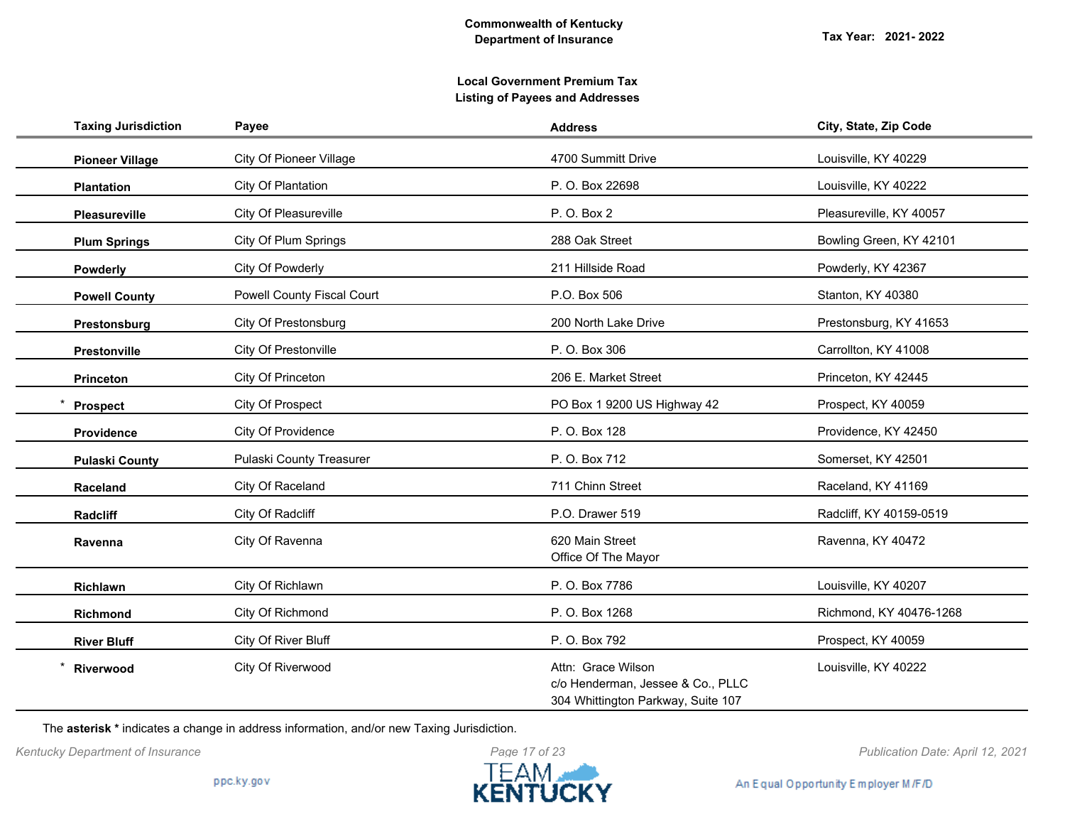**Commonwealth of Kentucky**
**Department of Insurance**

**Tax Year: 2021- 2022**

**Local Government Premium Tax**
**Listing of Payees and Addresses**

| Taxing Jurisdiction | Payee | Address | City, State, Zip Code |
|---|---|---|---|
| **Pioneer Village** | City Of Pioneer Village | 4700 Summitt Drive | Louisville, KY 40229 |
| **Plantation** | City Of Plantation | P. O. Box 22698 | Louisville, KY 40222 |
| **Pleasureville** | City Of Pleasureville | P. O. Box 2 | Pleasureville, KY 40057 |
| **Plum Springs** | City Of Plum Springs | 288 Oak Street | Bowling Green, KY 42101 |
| **Powderly** | City Of Powderly | 211 Hillside Road | Powderly, KY 42367 |
| **Powell County** | Powell County Fiscal Court | P.O. Box 506 | Stanton, KY 40380 |
| **Prestonsburg** | City Of Prestonsburg | 200 North Lake Drive | Prestonsburg, KY 41653 |
| **Prestonville** | City Of Prestonville | P. O. Box 306 | Carrollton, KY 41008 |
| **Princeton** | City Of Princeton | 206 E. Market Street | Princeton, KY 42445 |
| * **Prospect** | City Of Prospect | PO Box 1 9200 US Highway 42 | Prospect, KY 40059 |
| **Providence** | City Of Providence | P. O. Box 128 | Providence, KY 42450 |
| **Pulaski County** | Pulaski County Treasurer | P. O. Box 712 | Somerset, KY 42501 |
| **Raceland** | City Of Raceland | 711 Chinn Street | Raceland, KY 41169 |
| **Radcliff** | City Of Radcliff | P.O. Drawer 519 | Radcliff, KY 40159-0519 |
| **Ravenna** | City Of Ravenna | 620 Main Street<br>Office Of The Mayor | Ravenna, KY 40472 |
| **Richlawn** | City Of Richlawn | P. O. Box 7786 | Louisville, KY 40207 |
| **Richmond** | City Of Richmond | P. O. Box 1268 | Richmond, KY 40476-1268 |
| **River Bluff** | City Of River Bluff | P. O. Box 792 | Prospect, KY 40059 |
| * **Riverwood** | City Of Riverwood | Attn: Grace Wilson<br>c/o Henderman, Jessee & Co., PLLC<br>304 Whittington Parkway, Suite 107 | Louisville, KY 40222 |

The **asterisk *** indicates a change in address information, and/or new Taxing Jurisdiction.

*Kentucky Department of Insurance*

*Publication Date: April 12, 2021*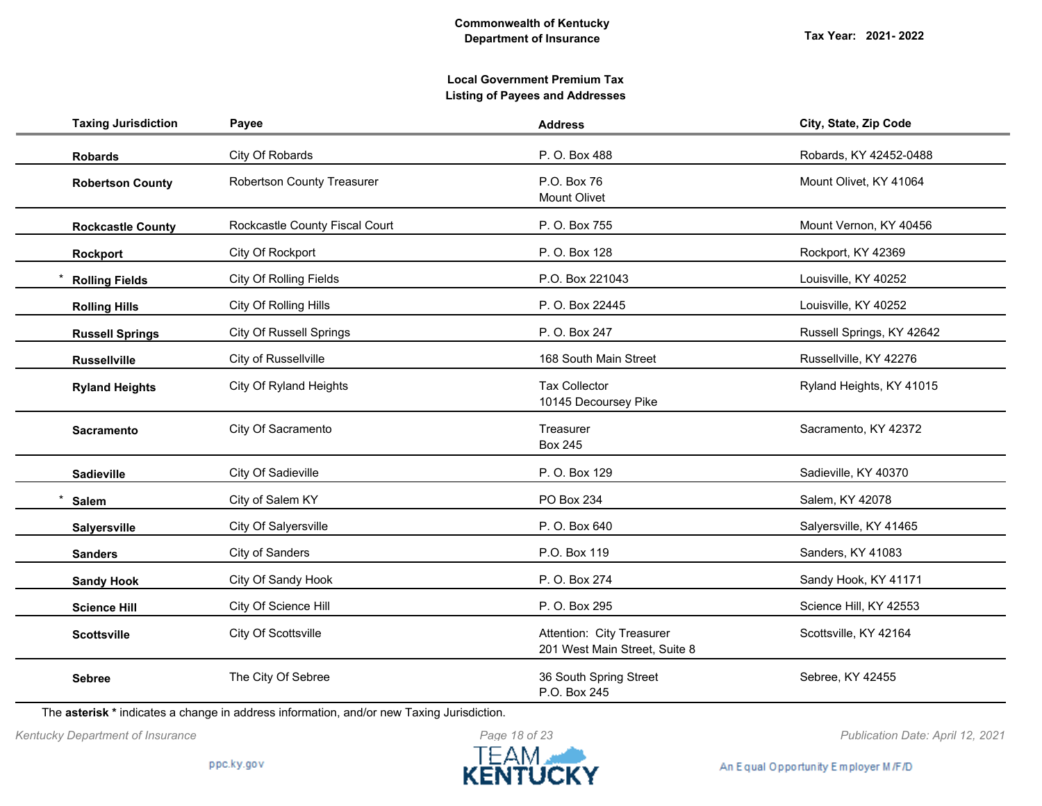**Commonwealth of Kentucky**
**Department of Insurance**

**Tax Year: 2021- 2022**

**Local Government Premium Tax**
**Listing of Payees and Addresses**

| Taxing Jurisdiction | Payee | Address | City, State, Zip Code |
|---|---|---|---|
| **Robards** | City Of Robards | P. O. Box 488 | Robards, KY 42452-0488 |
| **Robertson County** | Robertson County Treasurer | P.O. Box 76<br>Mount Olivet | Mount Olivet, KY 41064 |
| **Rockcastle County** | Rockcastle County Fiscal Court | P. O. Box 755 | Mount Vernon, KY 40456 |
| **Rockport** | City Of Rockport | P. O. Box 128 | Rockport, KY 42369 |
| * **Rolling Fields** | City Of Rolling Fields | P.O. Box 221043 | Louisville, KY 40252 |
| **Rolling Hills** | City Of Rolling Hills | P. O. Box 22445 | Louisville, KY 40252 |
| **Russell Springs** | City Of Russell Springs | P. O. Box 247 | Russell Springs, KY 42642 |
| **Russellville** | City of Russellville | 168 South Main Street | Russellville, KY 42276 |
| **Ryland Heights** | City Of Ryland Heights | Tax Collector<br>10145 Decoursey Pike | Ryland Heights, KY 41015 |
| **Sacramento** | City Of Sacramento | Treasurer<br>Box 245 | Sacramento, KY 42372 |
| **Sadieville** | City Of Sadieville | P. O. Box 129 | Sadieville, KY 40370 |
| * **Salem** | City of Salem KY | PO Box 234 | Salem, KY 42078 |
| **Salyersville** | City Of Salyersville | P. O. Box 640 | Salyersville, KY 41465 |
| **Sanders** | City of Sanders | P.O. Box 119 | Sanders, KY 41083 |
| **Sandy Hook** | City Of Sandy Hook | P. O. Box 274 | Sandy Hook, KY 41171 |
| **Science Hill** | City Of Science Hill | P. O. Box 295 | Science Hill, KY 42553 |
| **Scottsville** | City Of Scottsville | Attention: City Treasurer<br>201 West Main Street, Suite 8 | Scottsville, KY 42164 |
| **Sebree** | The City Of Sebree | 36 South Spring Street<br>P.O. Box 245 | Sebree, KY 42455 |

The **asterisk *** indicates a change in address information, and/or new Taxing Jurisdiction.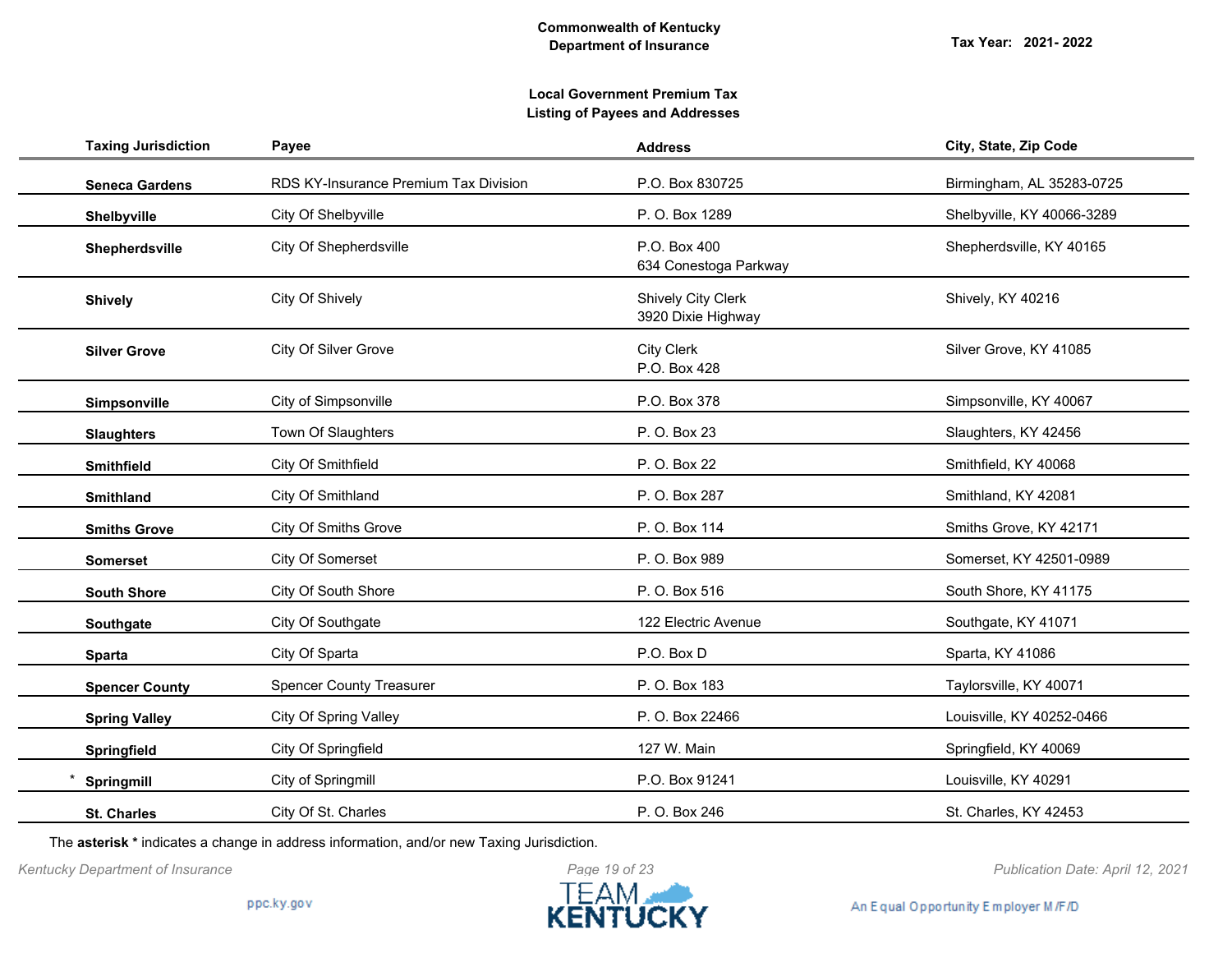**Commonwealth of Kentucky**
**Department of Insurance**

**Tax Year: 2021- 2022**

**Local Government Premium Tax**
**Listing of Payees and Addresses**

| Taxing Jurisdiction | Payee | Address | City, State, Zip Code |
|---|---|---|---|
| **Seneca Gardens** | RDS KY-Insurance Premium Tax Division | P.O. Box 830725 | Birmingham, AL 35283-0725 |
| **Shelbyville** | City Of Shelbyville | P. O. Box 1289 | Shelbyville, KY 40066-3289 |
| **Shepherdsville** | City Of Shepherdsville | P.O. Box 400<br>634 Conestoga Parkway | Shepherdsville, KY 40165 |
| **Shively** | City Of Shively | Shively City Clerk<br>3920 Dixie Highway | Shively, KY 40216 |
| **Silver Grove** | City Of Silver Grove | City Clerk<br>P.O. Box 428 | Silver Grove, KY 41085 |
| **Simpsonville** | City of Simpsonville | P.O. Box 378 | Simpsonville, KY 40067 |
| **Slaughters** | Town Of Slaughters | P. O. Box 23 | Slaughters, KY 42456 |
| **Smithfield** | City Of Smithfield | P. O. Box 22 | Smithfield, KY 40068 |
| **Smithland** | City Of Smithland | P. O. Box 287 | Smithland, KY 42081 |
| **Smiths Grove** | City Of Smiths Grove | P. O. Box 114 | Smiths Grove, KY 42171 |
| **Somerset** | City Of Somerset | P. O. Box 989 | Somerset, KY 42501-0989 |
| **South Shore** | City Of South Shore | P. O. Box 516 | South Shore, KY 41175 |
| **Southgate** | City Of Southgate | 122 Electric Avenue | Southgate, KY 41071 |
| **Sparta** | City Of Sparta | P.O. Box D | Sparta, KY 41086 |
| **Spencer County** | Spencer County Treasurer | P. O. Box 183 | Taylorsville, KY 40071 |
| **Spring Valley** | City Of Spring Valley | P. O. Box 22466 | Louisville, KY 40252-0466 |
| **Springfield** | City Of Springfield | 127 W. Main | Springfield, KY 40069 |
| * **Springmill** | City of Springmill | P.O. Box 91241 | Louisville, KY 40291 |
| **St. Charles** | City Of St. Charles | P. O. Box 246 | St. Charles, KY 42453 |

The **asterisk *** indicates a change in address information, and/or new Taxing Jurisdiction.

*Kentucky Department of Insurance*

*Publication Date: April 12, 2021*

ppc.ky.gov

An Equal Opportunity Employer M/F/D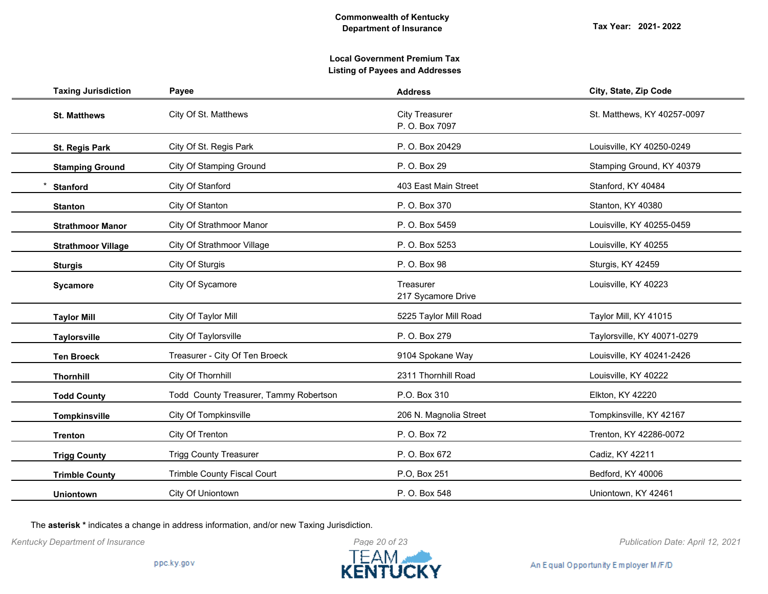**Commonwealth of Kentucky**
**Department of Insurance**

**Tax Year: 2021- 2022**

**Local Government Premium Tax**
**Listing of Payees and Addresses**

| Taxing Jurisdiction | Payee | Address | City, State, Zip Code |
|---|---|---|---|
| **St. Matthews** | City Of St. Matthews | City Treasurer<br>P. O. Box 7097 | St. Matthews, KY 40257-0097 |
| **St. Regis Park** | City Of St. Regis Park | P. O. Box 20429 | Louisville, KY 40250-0249 |
| **Stamping Ground** | City Of Stamping Ground | P. O. Box 29 | Stamping Ground, KY 40379 |
| * **Stanford** | City Of Stanford | 403 East Main Street | Stanford, KY 40484 |
| **Stanton** | City Of Stanton | P. O. Box 370 | Stanton, KY 40380 |
| **Strathmoor Manor** | City Of Strathmoor Manor | P. O. Box 5459 | Louisville, KY 40255-0459 |
| **Strathmoor Village** | City Of Strathmoor Village | P. O. Box 5253 | Louisville, KY 40255 |
| **Sturgis** | City Of Sturgis | P. O. Box 98 | Sturgis, KY 42459 |
| **Sycamore** | City Of Sycamore | Treasurer<br>217 Sycamore Drive | Louisville, KY 40223 |
| **Taylor Mill** | City Of Taylor Mill | 5225 Taylor Mill Road | Taylor Mill, KY 41015 |
| **Taylorsville** | City Of Taylorsville | P. O. Box 279 | Taylorsville, KY 40071-0279 |
| **Ten Broeck** | Treasurer - City Of Ten Broeck | 9104 Spokane Way | Louisville, KY 40241-2426 |
| **Thornhill** | City Of Thornhill | 2311 Thornhill Road | Louisville, KY 40222 |
| **Todd County** | Todd County Treasurer, Tammy Robertson | P.O. Box 310 | Elkton, KY 42220 |
| **Tompkinsville** | City Of Tompkinsville | 206 N. Magnolia Street | Tompkinsville, KY 42167 |
| **Trenton** | City Of Trenton | P. O. Box 72 | Trenton, KY 42286-0072 |
| **Trigg County** | Trigg County Treasurer | P. O. Box 672 | Cadiz, KY 42211 |
| **Trimble County** | Trimble County Fiscal Court | P.O, Box 251 | Bedford, KY 40006 |
| **Uniontown** | City Of Uniontown | P. O. Box 548 | Uniontown, KY 42461 |

The **asterisk *** indicates a change in address information, and/or new Taxing Jurisdiction.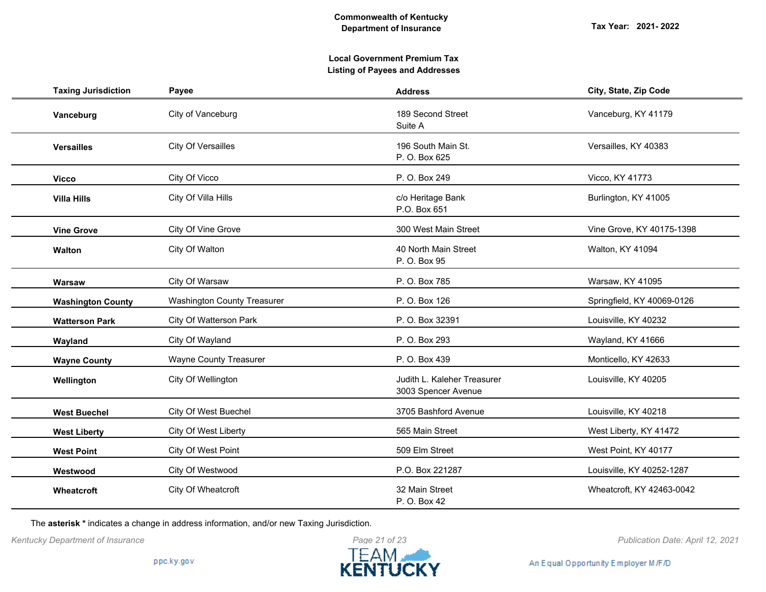Commonwealth of Kentucky
Department of Insurance

Tax Year: 2021- 2022

## Local Government Premium Tax
## Listing of Payees and Addresses

| Taxing Jurisdiction | Payee | Address | City, State, Zip Code |
|---|---|---|---|
| **Vanceburg** | City of Vanceburg | 189 Second Street<br>Suite A | Vanceburg, KY 41179 |
| **Versailles** | City Of Versailles | 196 South Main St.<br>P. O. Box 625 | Versailles, KY 40383 |
| **Vicco** | City Of Vicco | P. O. Box 249 | Vicco, KY 41773 |
| **Villa Hills** | City Of Villa Hills | c/o Heritage Bank<br>P.O. Box 651 | Burlington, KY 41005 |
| **Vine Grove** | City Of Vine Grove | 300 West Main Street | Vine Grove, KY 40175-1398 |
| **Walton** | City Of Walton | 40 North Main Street<br>P. O. Box 95 | Walton, KY 41094 |
| **Warsaw** | City Of Warsaw | P. O. Box 785 | Warsaw, KY 41095 |
| **Washington County** | Washington County Treasurer | P. O. Box 126 | Springfield, KY 40069-0126 |
| **Watterson Park** | City Of Watterson Park | P. O. Box 32391 | Louisville, KY 40232 |
| **Wayland** | City Of Wayland | P. O. Box 293 | Wayland, KY 41666 |
| **Wayne County** | Wayne County Treasurer | P. O. Box 439 | Monticello, KY 42633 |
| **Wellington** | City Of Wellington | Judith L. Kaleher Treasurer<br>3003 Spencer Avenue | Louisville, KY 40205 |
| **West Buechel** | City Of West Buechel | 3705 Bashford Avenue | Louisville, KY 40218 |
| **West Liberty** | City Of West Liberty | 565 Main Street | West Liberty, KY 41472 |
| **West Point** | City Of West Point | 509 Elm Street | West Point, KY 40177 |
| **Westwood** | City Of Westwood | P.O. Box 221287 | Louisville, KY 40252-1287 |
| **Wheatcroft** | City Of Wheatcroft | 32 Main Street<br>P. O. Box 42 | Wheatcroft, KY 42463-0042 |

The **asterisk *** indicates a change in address information, and/or new Taxing Jurisdiction.

*Kentucky Department of Insurance* — *Publication Date: April 12, 2021*

ppc.ky.gov — An Equal Opportunity Employer M/F/D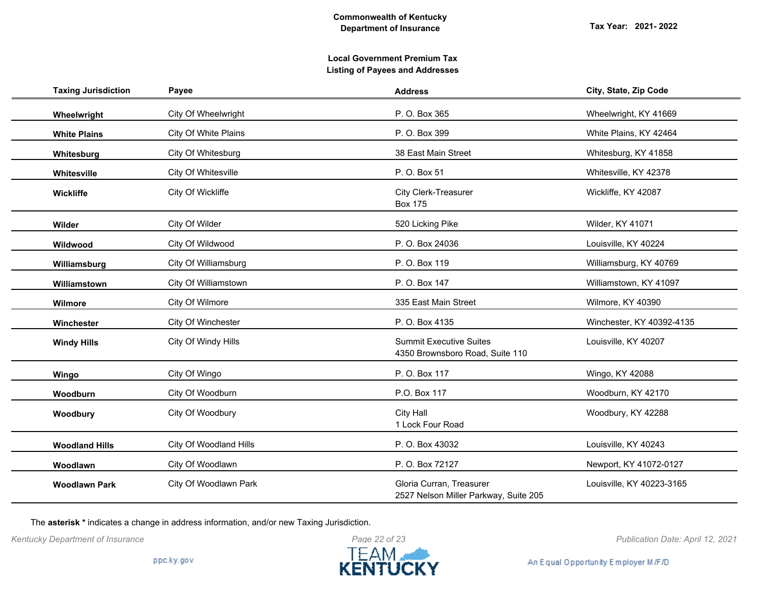**Commonwealth of Kentucky**
**Department of Insurance**

**Tax Year: 2021- 2022**

**Local Government Premium Tax**
**Listing of Payees and Addresses**

| Taxing Jurisdiction | Payee | Address | City, State, Zip Code |
|---|---|---|---|
| **Wheelwright** | City Of Wheelwright | P. O. Box 365 | Wheelwright, KY 41669 |
| **White Plains** | City Of White Plains | P. O. Box 399 | White Plains, KY 42464 |
| **Whitesburg** | City Of Whitesburg | 38 East Main Street | Whitesburg, KY 41858 |
| **Whitesville** | City Of Whitesville | P. O. Box 51 | Whitesville, KY 42378 |
| **Wickliffe** | City Of Wickliffe | City Clerk-Treasurer<br>Box 175 | Wickliffe, KY 42087 |
| **Wilder** | City Of Wilder | 520 Licking Pike | Wilder, KY 41071 |
| **Wildwood** | City Of Wildwood | P. O. Box 24036 | Louisville, KY 40224 |
| **Williamsburg** | City Of Williamsburg | P. O. Box 119 | Williamsburg, KY 40769 |
| **Williamstown** | City Of Williamstown | P. O. Box 147 | Williamstown, KY 41097 |
| **Wilmore** | City Of Wilmore | 335 East Main Street | Wilmore, KY 40390 |
| **Winchester** | City Of Winchester | P. O. Box 4135 | Winchester, KY 40392-4135 |
| **Windy Hills** | City Of Windy Hills | Summit Executive Suites<br>4350 Brownsboro Road, Suite 110 | Louisville, KY 40207 |
| **Wingo** | City Of Wingo | P. O. Box 117 | Wingo, KY 42088 |
| **Woodburn** | City Of Woodburn | P.O. Box 117 | Woodburn, KY 42170 |
| **Woodbury** | City Of Woodbury | City Hall<br>1 Lock Four Road | Woodbury, KY 42288 |
| **Woodland Hills** | City Of Woodland Hills | P. O. Box 43032 | Louisville, KY 40243 |
| **Woodlawn** | City Of Woodlawn | P. O. Box 72127 | Newport, KY 41072-0127 |
| **Woodlawn Park** | City Of Woodlawn Park | Gloria Curran, Treasurer<br>2527 Nelson Miller Parkway, Suite 205 | Louisville, KY 40223-3165 |

The **asterisk *** indicates a change in address information, and/or new Taxing Jurisdiction.

*Kentucky Department of Insurance*

*Publication Date: April 12, 2021*

ppc.ky.gov

TEAM KENTUCKY

An Equal Opportunity Employer M/F/D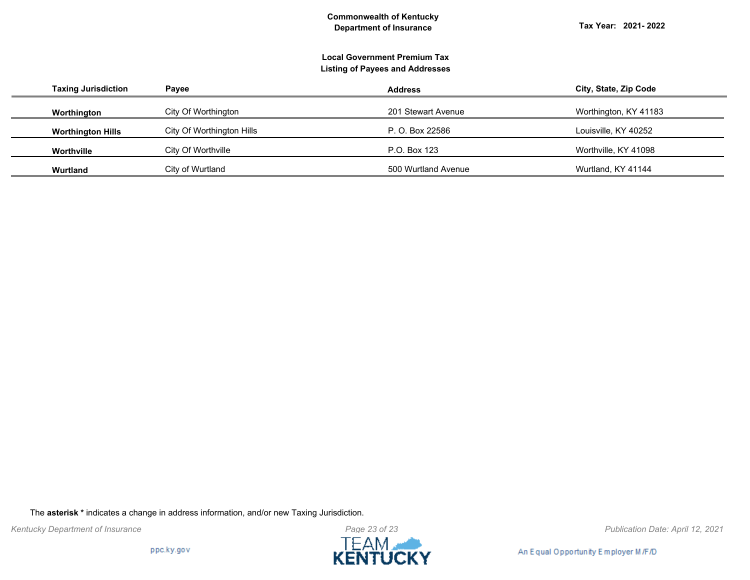**Commonwealth of Kentucky**
**Department of Insurance**

**Tax Year: 2021- 2022**

**Local Government Premium Tax**
**Listing of Payees and Addresses**

| Taxing Jurisdiction | Payee | Address | City, State, Zip Code |
|---|---|---|---|
| **Worthington** | City Of Worthington | 201 Stewart Avenue | Worthington, KY 41183 |
| **Worthington Hills** | City Of Worthington Hills | P. O. Box 22586 | Louisville, KY 40252 |
| **Worthville** | City Of Worthville | P.O. Box 123 | Worthville, KY 41098 |
| **Wurtland** | City of Wurtland | 500 Wurtland Avenue | Wurtland, KY 41144 |

The **asterisk *** indicates a change in address information, and/or new Taxing Jurisdiction.

*Kentucky Department of Insurance*

*Publication Date: April 12, 2021*

ppc.ky.gov

TEAM KENTUCKY

An Equal Opportunity Employer M/F/D